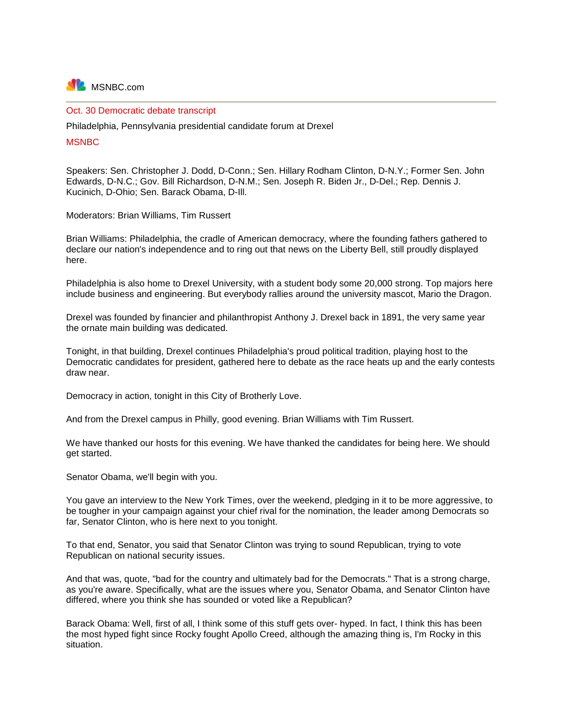MSNBC.com

## Oct. 30 Democratic debate transcript

Philadelphia, Pennsylvania presidential candidate forum at Drexel

MSNBC

Speakers: Sen. Christopher J. Dodd, D-Conn.; Sen. Hillary Rodham Clinton, D-N.Y.; Former Sen. John Edwards, D-N.C.; Gov. Bill Richardson, D-N.M.; Sen. Joseph R. Biden Jr., D-Del.; Rep. Dennis J. Kucinich, D-Ohio; Sen. Barack Obama, D-Ill.

Moderators: Brian Williams, Tim Russert

Brian Williams: Philadelphia, the cradle of American democracy, where the founding fathers gathered to declare our nation's independence and to ring out that news on the Liberty Bell, still proudly displayed here.

Philadelphia is also home to Drexel University, with a student body some 20,000 strong. Top majors here include business and engineering. But everybody rallies around the university mascot, Mario the Dragon.

Drexel was founded by financier and philanthropist Anthony J. Drexel back in 1891, the very same year the ornate main building was dedicated.

Tonight, in that building, Drexel continues Philadelphia's proud political tradition, playing host to the Democratic candidates for president, gathered here to debate as the race heats up and the early contests draw near.

Democracy in action, tonight in this City of Brotherly Love.

And from the Drexel campus in Philly, good evening. Brian Williams with Tim Russert.

We have thanked our hosts for this evening. We have thanked the candidates for being here. We should get started.

Senator Obama, we'll begin with you.

You gave an interview to the New York Times, over the weekend, pledging in it to be more aggressive, to be tougher in your campaign against your chief rival for the nomination, the leader among Democrats so far, Senator Clinton, who is here next to you tonight.

To that end, Senator, you said that Senator Clinton was trying to sound Republican, trying to vote Republican on national security issues.

And that was, quote, "bad for the country and ultimately bad for the Democrats." That is a strong charge, as you're aware. Specifically, what are the issues where you, Senator Obama, and Senator Clinton have differed, where you think she has sounded or voted like a Republican?

Barack Obama: Well, first of all, I think some of this stuff gets over- hyped. In fact, I think this has been the most hyped fight since Rocky fought Apollo Creed, although the amazing thing is, I'm Rocky in this situation.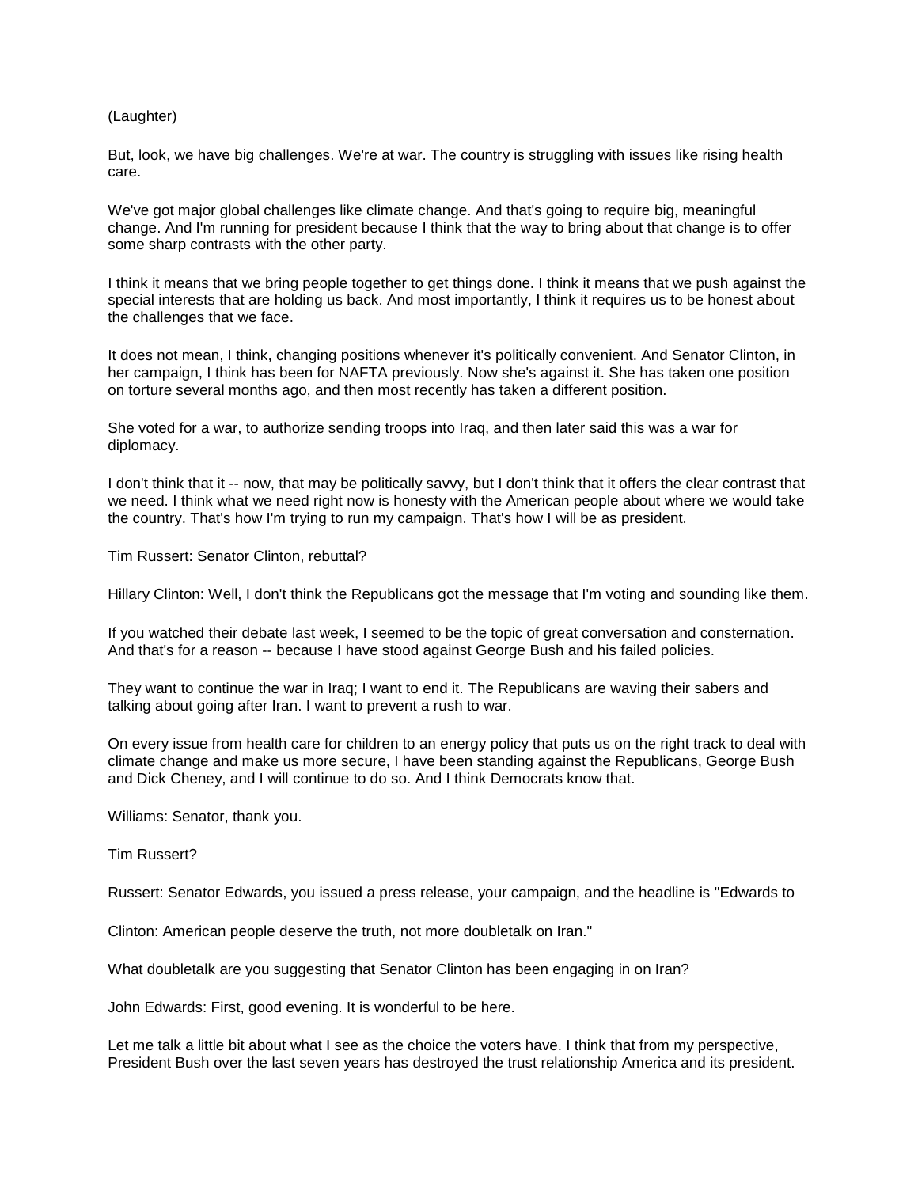(Laughter)

But, look, we have big challenges. We're at war. The country is struggling with issues like rising health care.

We've got major global challenges like climate change. And that's going to require big, meaningful change. And I'm running for president because I think that the way to bring about that change is to offer some sharp contrasts with the other party.

I think it means that we bring people together to get things done. I think it means that we push against the special interests that are holding us back. And most importantly, I think it requires us to be honest about the challenges that we face.

It does not mean, I think, changing positions whenever it's politically convenient. And Senator Clinton, in her campaign, I think has been for NAFTA previously. Now she's against it. She has taken one position on torture several months ago, and then most recently has taken a different position.

She voted for a war, to authorize sending troops into Iraq, and then later said this was a war for diplomacy.

I don't think that it -- now, that may be politically savvy, but I don't think that it offers the clear contrast that we need. I think what we need right now is honesty with the American people about where we would take the country. That's how I'm trying to run my campaign. That's how I will be as president.

Tim Russert: Senator Clinton, rebuttal?

Hillary Clinton: Well, I don't think the Republicans got the message that I'm voting and sounding like them.

If you watched their debate last week, I seemed to be the topic of great conversation and consternation. And that's for a reason -- because I have stood against George Bush and his failed policies.

They want to continue the war in Iraq; I want to end it. The Republicans are waving their sabers and talking about going after Iran. I want to prevent a rush to war.

On every issue from health care for children to an energy policy that puts us on the right track to deal with climate change and make us more secure, I have been standing against the Republicans, George Bush and Dick Cheney, and I will continue to do so. And I think Democrats know that.

Williams: Senator, thank you.

Tim Russert?

Russert: Senator Edwards, you issued a press release, your campaign, and the headline is "Edwards to

Clinton: American people deserve the truth, not more doubletalk on Iran."

What doubletalk are you suggesting that Senator Clinton has been engaging in on Iran?

John Edwards: First, good evening. It is wonderful to be here.

Let me talk a little bit about what I see as the choice the voters have. I think that from my perspective, President Bush over the last seven years has destroyed the trust relationship America and its president.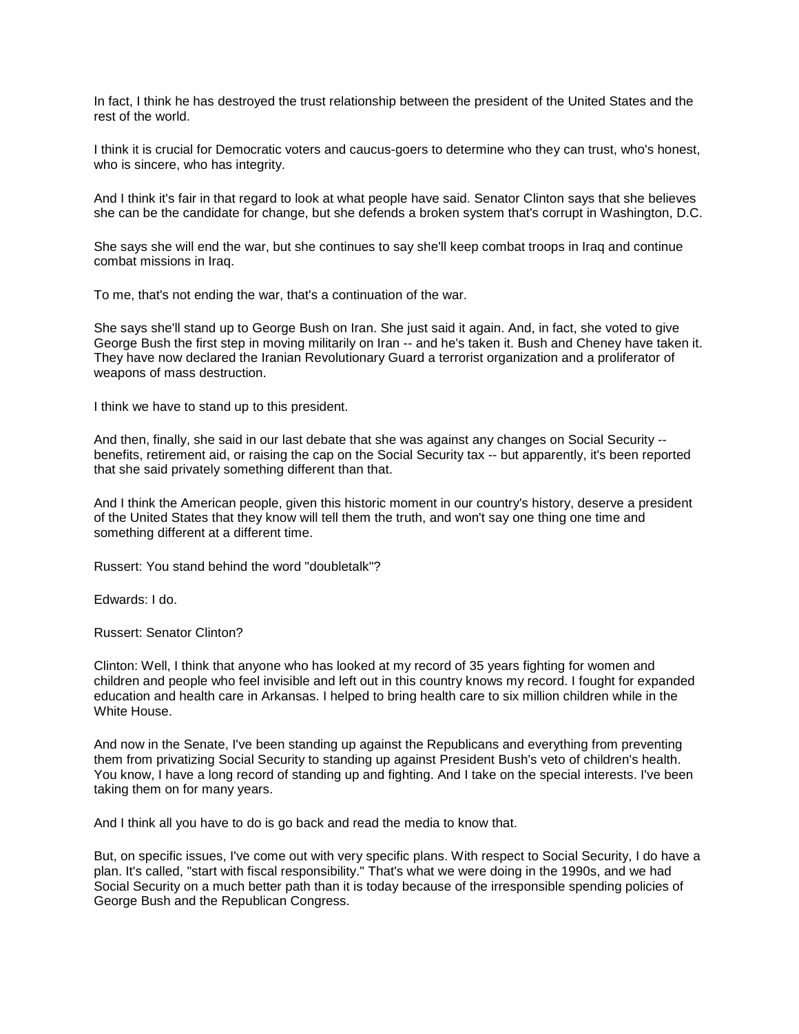In fact, I think he has destroyed the trust relationship between the president of the United States and the rest of the world.

I think it is crucial for Democratic voters and caucus-goers to determine who they can trust, who's honest, who is sincere, who has integrity.

And I think it's fair in that regard to look at what people have said. Senator Clinton says that she believes she can be the candidate for change, but she defends a broken system that's corrupt in Washington, D.C.

She says she will end the war, but she continues to say she'll keep combat troops in Iraq and continue combat missions in Iraq.

To me, that's not ending the war, that's a continuation of the war.

She says she'll stand up to George Bush on Iran. She just said it again. And, in fact, she voted to give George Bush the first step in moving militarily on Iran -- and he's taken it. Bush and Cheney have taken it. They have now declared the Iranian Revolutionary Guard a terrorist organization and a proliferator of weapons of mass destruction.

I think we have to stand up to this president.

And then, finally, she said in our last debate that she was against any changes on Social Security -- benefits, retirement aid, or raising the cap on the Social Security tax -- but apparently, it's been reported that she said privately something different than that.

And I think the American people, given this historic moment in our country's history, deserve a president of the United States that they know will tell them the truth, and won't say one thing one time and something different at a different time.

Russert: You stand behind the word "doubletalk"?

Edwards: I do.

Russert: Senator Clinton?

Clinton: Well, I think that anyone who has looked at my record of 35 years fighting for women and children and people who feel invisible and left out in this country knows my record. I fought for expanded education and health care in Arkansas. I helped to bring health care to six million children while in the White House.

And now in the Senate, I've been standing up against the Republicans and everything from preventing them from privatizing Social Security to standing up against President Bush's veto of children's health. You know, I have a long record of standing up and fighting. And I take on the special interests. I've been taking them on for many years.

And I think all you have to do is go back and read the media to know that.

But, on specific issues, I've come out with very specific plans. With respect to Social Security, I do have a plan. It's called, "start with fiscal responsibility." That's what we were doing in the 1990s, and we had Social Security on a much better path than it is today because of the irresponsible spending policies of George Bush and the Republican Congress.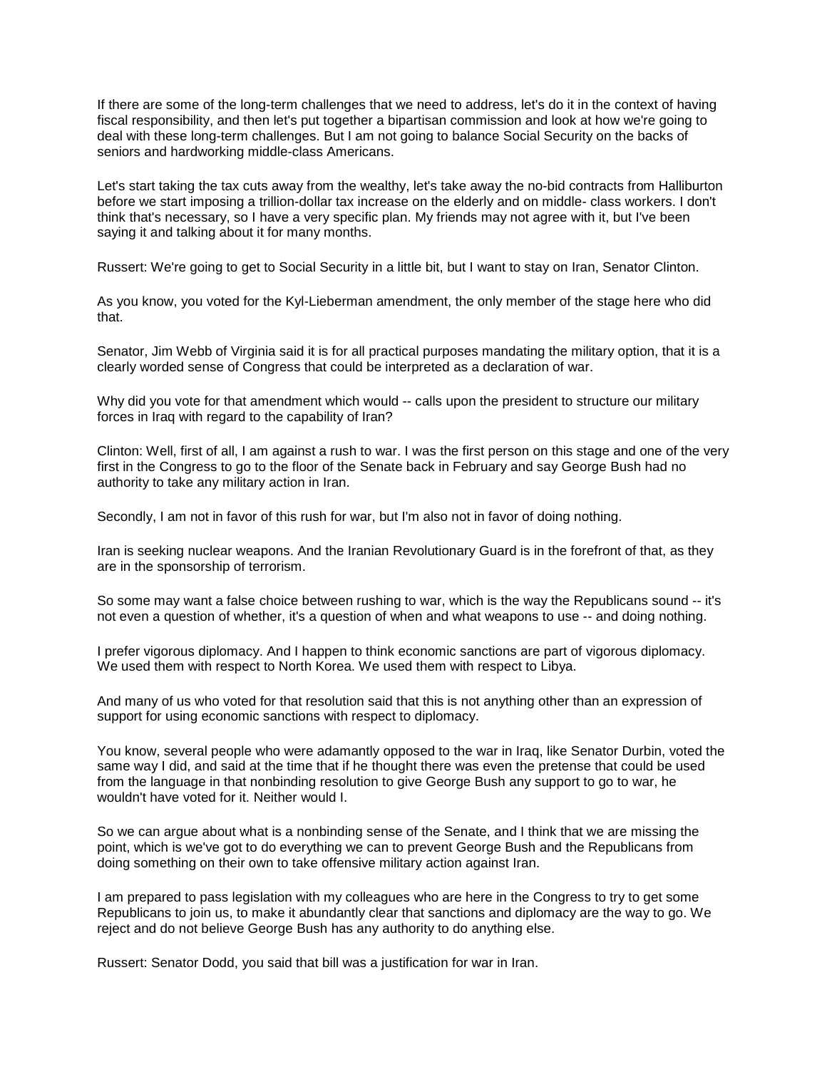If there are some of the long-term challenges that we need to address, let's do it in the context of having fiscal responsibility, and then let's put together a bipartisan commission and look at how we're going to deal with these long-term challenges. But I am not going to balance Social Security on the backs of seniors and hardworking middle-class Americans.

Let's start taking the tax cuts away from the wealthy, let's take away the no-bid contracts from Halliburton before we start imposing a trillion-dollar tax increase on the elderly and on middle- class workers. I don't think that's necessary, so I have a very specific plan. My friends may not agree with it, but I've been saying it and talking about it for many months.

Russert: We're going to get to Social Security in a little bit, but I want to stay on Iran, Senator Clinton.

As you know, you voted for the Kyl-Lieberman amendment, the only member of the stage here who did that.

Senator, Jim Webb of Virginia said it is for all practical purposes mandating the military option, that it is a clearly worded sense of Congress that could be interpreted as a declaration of war.

Why did you vote for that amendment which would -- calls upon the president to structure our military forces in Iraq with regard to the capability of Iran?

Clinton: Well, first of all, I am against a rush to war. I was the first person on this stage and one of the very first in the Congress to go to the floor of the Senate back in February and say George Bush had no authority to take any military action in Iran.

Secondly, I am not in favor of this rush for war, but I'm also not in favor of doing nothing.

Iran is seeking nuclear weapons. And the Iranian Revolutionary Guard is in the forefront of that, as they are in the sponsorship of terrorism.

So some may want a false choice between rushing to war, which is the way the Republicans sound -- it's not even a question of whether, it's a question of when and what weapons to use -- and doing nothing.

I prefer vigorous diplomacy. And I happen to think economic sanctions are part of vigorous diplomacy. We used them with respect to North Korea. We used them with respect to Libya.

And many of us who voted for that resolution said that this is not anything other than an expression of support for using economic sanctions with respect to diplomacy.

You know, several people who were adamantly opposed to the war in Iraq, like Senator Durbin, voted the same way I did, and said at the time that if he thought there was even the pretense that could be used from the language in that nonbinding resolution to give George Bush any support to go to war, he wouldn't have voted for it. Neither would I.

So we can argue about what is a nonbinding sense of the Senate, and I think that we are missing the point, which is we've got to do everything we can to prevent George Bush and the Republicans from doing something on their own to take offensive military action against Iran.

I am prepared to pass legislation with my colleagues who are here in the Congress to try to get some Republicans to join us, to make it abundantly clear that sanctions and diplomacy are the way to go. We reject and do not believe George Bush has any authority to do anything else.

Russert: Senator Dodd, you said that bill was a justification for war in Iran.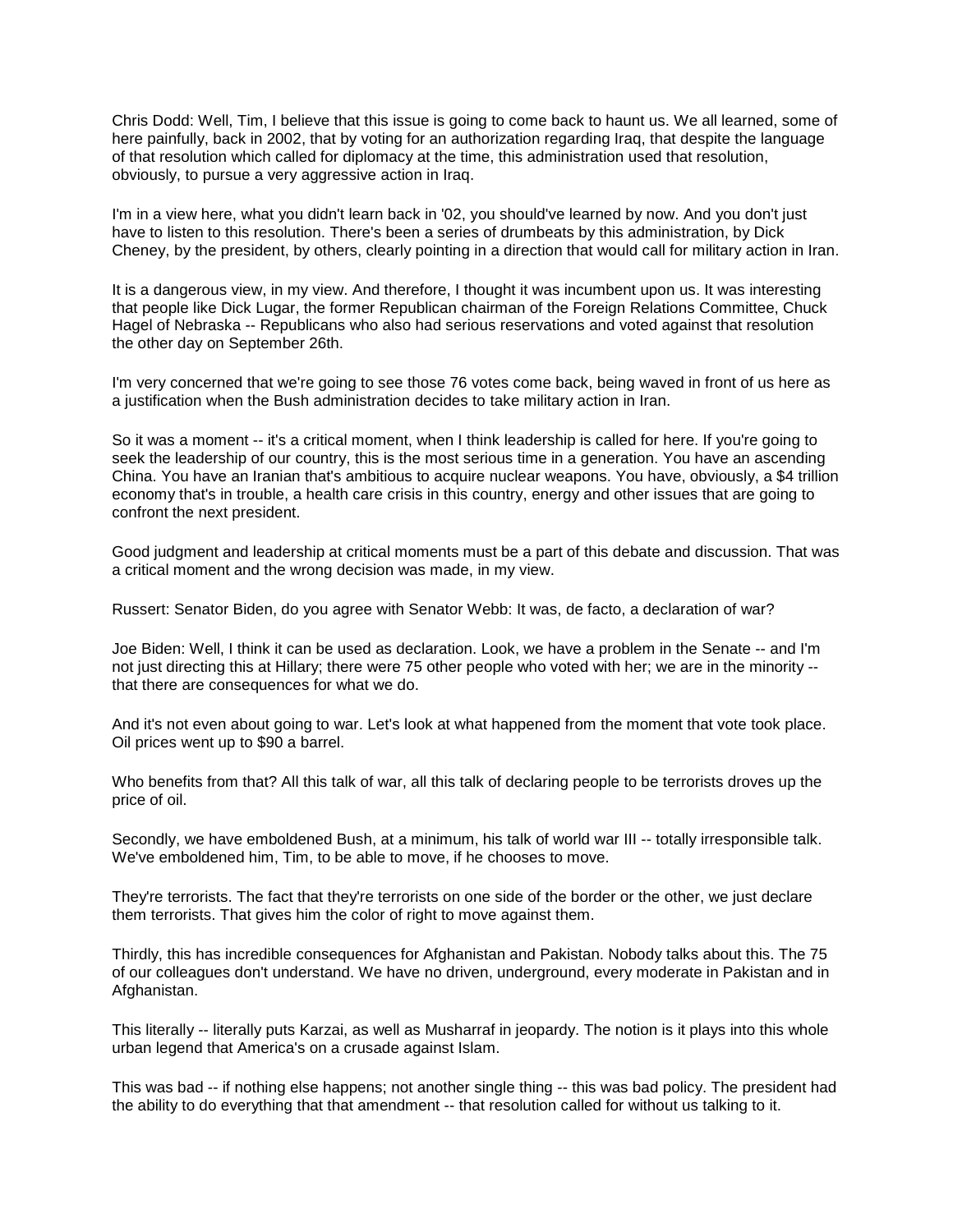Chris Dodd: Well, Tim, I believe that this issue is going to come back to haunt us. We all learned, some of here painfully, back in 2002, that by voting for an authorization regarding Iraq, that despite the language of that resolution which called for diplomacy at the time, this administration used that resolution, obviously, to pursue a very aggressive action in Iraq.

I'm in a view here, what you didn't learn back in '02, you should've learned by now. And you don't just have to listen to this resolution. There's been a series of drumbeats by this administration, by Dick Cheney, by the president, by others, clearly pointing in a direction that would call for military action in Iran.

It is a dangerous view, in my view. And therefore, I thought it was incumbent upon us. It was interesting that people like Dick Lugar, the former Republican chairman of the Foreign Relations Committee, Chuck Hagel of Nebraska -- Republicans who also had serious reservations and voted against that resolution the other day on September 26th.

I'm very concerned that we're going to see those 76 votes come back, being waved in front of us here as a justification when the Bush administration decides to take military action in Iran.

So it was a moment -- it's a critical moment, when I think leadership is called for here. If you're going to seek the leadership of our country, this is the most serious time in a generation. You have an ascending China. You have an Iranian that's ambitious to acquire nuclear weapons. You have, obviously, a $4 trillion economy that's in trouble, a health care crisis in this country, energy and other issues that are going to confront the next president.

Good judgment and leadership at critical moments must be a part of this debate and discussion. That was a critical moment and the wrong decision was made, in my view.

Russert: Senator Biden, do you agree with Senator Webb: It was, de facto, a declaration of war?

Joe Biden: Well, I think it can be used as declaration. Look, we have a problem in the Senate -- and I'm not just directing this at Hillary; there were 75 other people who voted with her; we are in the minority -- that there are consequences for what we do.

And it's not even about going to war. Let's look at what happened from the moment that vote took place. Oil prices went up to $90 a barrel.

Who benefits from that? All this talk of war, all this talk of declaring people to be terrorists droves up the price of oil.

Secondly, we have emboldened Bush, at a minimum, his talk of world war III -- totally irresponsible talk. We've emboldened him, Tim, to be able to move, if he chooses to move.

They're terrorists. The fact that they're terrorists on one side of the border or the other, we just declare them terrorists. That gives him the color of right to move against them.

Thirdly, this has incredible consequences for Afghanistan and Pakistan. Nobody talks about this. The 75 of our colleagues don't understand. We have no driven, underground, every moderate in Pakistan and in Afghanistan.

This literally -- literally puts Karzai, as well as Musharraf in jeopardy. The notion is it plays into this whole urban legend that America's on a crusade against Islam.

This was bad -- if nothing else happens; not another single thing -- this was bad policy. The president had the ability to do everything that that amendment -- that resolution called for without us talking to it.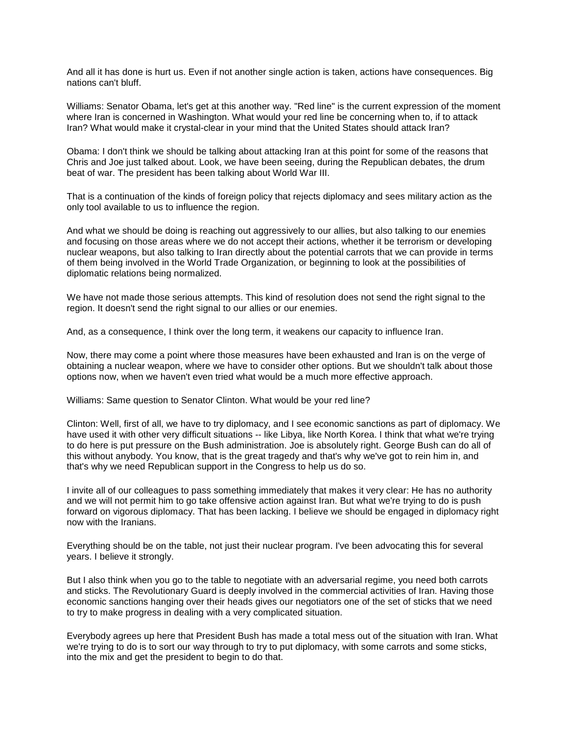And all it has done is hurt us. Even if not another single action is taken, actions have consequences. Big nations can't bluff.

Williams: Senator Obama, let's get at this another way. "Red line" is the current expression of the moment where Iran is concerned in Washington. What would your red line be concerning when to, if to attack Iran? What would make it crystal-clear in your mind that the United States should attack Iran?

Obama: I don't think we should be talking about attacking Iran at this point for some of the reasons that Chris and Joe just talked about. Look, we have been seeing, during the Republican debates, the drum beat of war. The president has been talking about World War III.

That is a continuation of the kinds of foreign policy that rejects diplomacy and sees military action as the only tool available to us to influence the region.

And what we should be doing is reaching out aggressively to our allies, but also talking to our enemies and focusing on those areas where we do not accept their actions, whether it be terrorism or developing nuclear weapons, but also talking to Iran directly about the potential carrots that we can provide in terms of them being involved in the World Trade Organization, or beginning to look at the possibilities of diplomatic relations being normalized.

We have not made those serious attempts. This kind of resolution does not send the right signal to the region. It doesn't send the right signal to our allies or our enemies.

And, as a consequence, I think over the long term, it weakens our capacity to influence Iran.

Now, there may come a point where those measures have been exhausted and Iran is on the verge of obtaining a nuclear weapon, where we have to consider other options. But we shouldn't talk about those options now, when we haven't even tried what would be a much more effective approach.

Williams: Same question to Senator Clinton. What would be your red line?

Clinton: Well, first of all, we have to try diplomacy, and I see economic sanctions as part of diplomacy. We have used it with other very difficult situations -- like Libya, like North Korea. I think that what we're trying to do here is put pressure on the Bush administration. Joe is absolutely right. George Bush can do all of this without anybody. You know, that is the great tragedy and that's why we've got to rein him in, and that's why we need Republican support in the Congress to help us do so.

I invite all of our colleagues to pass something immediately that makes it very clear: He has no authority and we will not permit him to go take offensive action against Iran. But what we're trying to do is push forward on vigorous diplomacy. That has been lacking. I believe we should be engaged in diplomacy right now with the Iranians.

Everything should be on the table, not just their nuclear program. I've been advocating this for several years. I believe it strongly.

But I also think when you go to the table to negotiate with an adversarial regime, you need both carrots and sticks. The Revolutionary Guard is deeply involved in the commercial activities of Iran. Having those economic sanctions hanging over their heads gives our negotiators one of the set of sticks that we need to try to make progress in dealing with a very complicated situation.

Everybody agrees up here that President Bush has made a total mess out of the situation with Iran. What we're trying to do is to sort our way through to try to put diplomacy, with some carrots and some sticks, into the mix and get the president to begin to do that.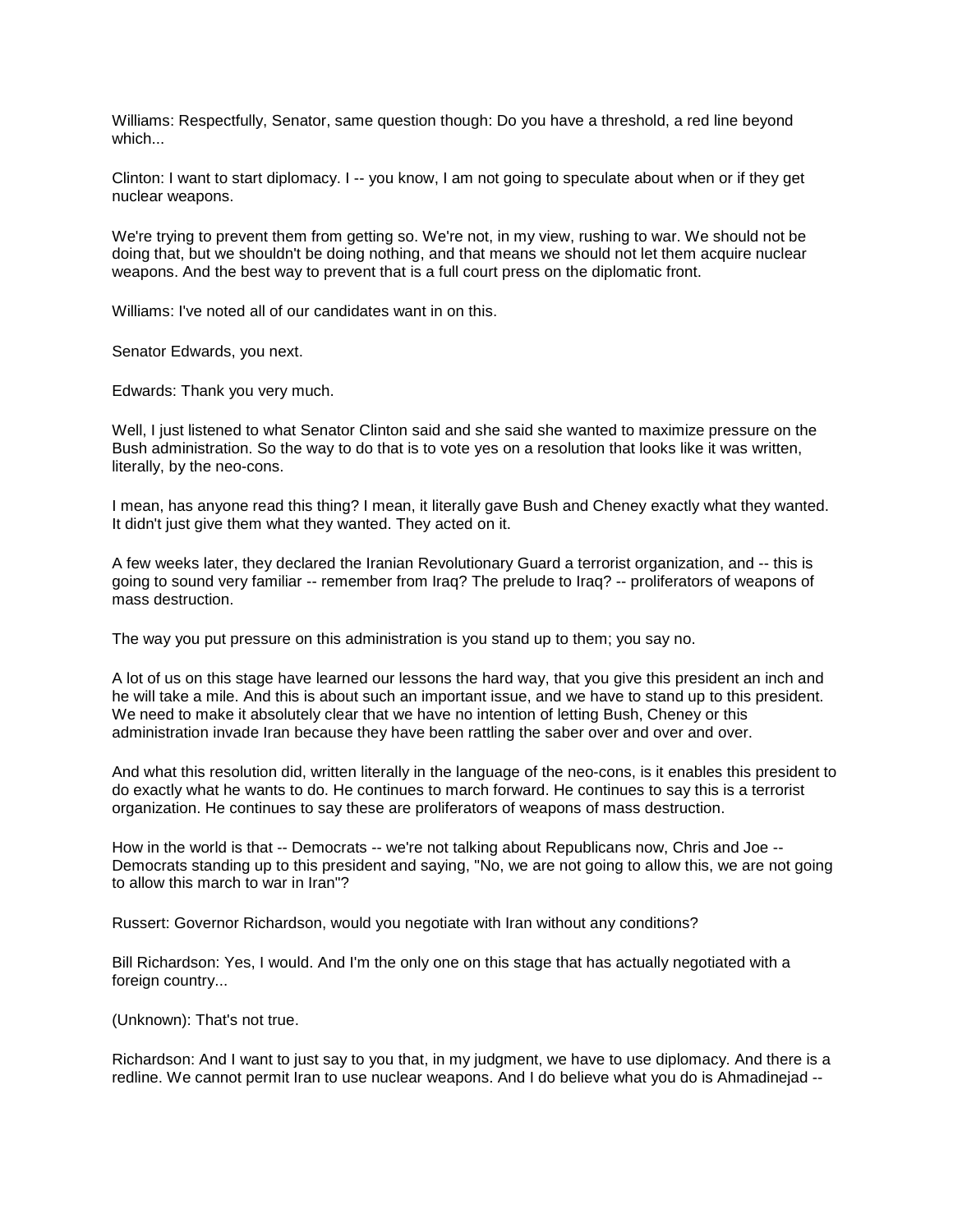Williams: Respectfully, Senator, same question though: Do you have a threshold, a red line beyond which...

Clinton: I want to start diplomacy. I -- you know, I am not going to speculate about when or if they get nuclear weapons.

We're trying to prevent them from getting so. We're not, in my view, rushing to war. We should not be doing that, but we shouldn't be doing nothing, and that means we should not let them acquire nuclear weapons. And the best way to prevent that is a full court press on the diplomatic front.

Williams: I've noted all of our candidates want in on this.

Senator Edwards, you next.

Edwards: Thank you very much.

Well, I just listened to what Senator Clinton said and she said she wanted to maximize pressure on the Bush administration. So the way to do that is to vote yes on a resolution that looks like it was written, literally, by the neo-cons.

I mean, has anyone read this thing? I mean, it literally gave Bush and Cheney exactly what they wanted. It didn't just give them what they wanted. They acted on it.

A few weeks later, they declared the Iranian Revolutionary Guard a terrorist organization, and -- this is going to sound very familiar -- remember from Iraq? The prelude to Iraq? -- proliferators of weapons of mass destruction.

The way you put pressure on this administration is you stand up to them; you say no.

A lot of us on this stage have learned our lessons the hard way, that you give this president an inch and he will take a mile. And this is about such an important issue, and we have to stand up to this president. We need to make it absolutely clear that we have no intention of letting Bush, Cheney or this administration invade Iran because they have been rattling the saber over and over and over.

And what this resolution did, written literally in the language of the neo-cons, is it enables this president to do exactly what he wants to do. He continues to march forward. He continues to say this is a terrorist organization. He continues to say these are proliferators of weapons of mass destruction.

How in the world is that -- Democrats -- we're not talking about Republicans now, Chris and Joe -- Democrats standing up to this president and saying, "No, we are not going to allow this, we are not going to allow this march to war in Iran"?

Russert: Governor Richardson, would you negotiate with Iran without any conditions?

Bill Richardson: Yes, I would. And I'm the only one on this stage that has actually negotiated with a foreign country...

(Unknown): That's not true.

Richardson: And I want to just say to you that, in my judgment, we have to use diplomacy. And there is a redline. We cannot permit Iran to use nuclear weapons. And I do believe what you do is Ahmadinejad --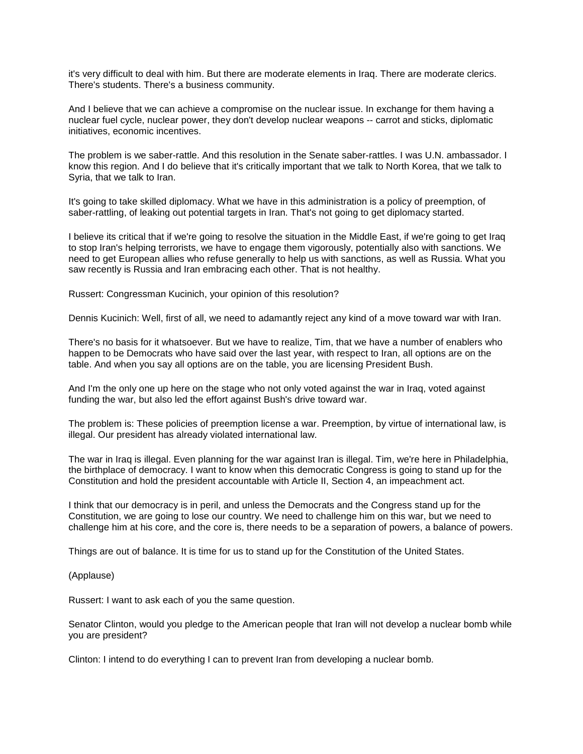it's very difficult to deal with him. But there are moderate elements in Iraq. There are moderate clerics. There's students. There's a business community.

And I believe that we can achieve a compromise on the nuclear issue. In exchange for them having a nuclear fuel cycle, nuclear power, they don't develop nuclear weapons -- carrot and sticks, diplomatic initiatives, economic incentives.

The problem is we saber-rattle. And this resolution in the Senate saber-rattles. I was U.N. ambassador. I know this region. And I do believe that it's critically important that we talk to North Korea, that we talk to Syria, that we talk to Iran.

It's going to take skilled diplomacy. What we have in this administration is a policy of preemption, of saber-rattling, of leaking out potential targets in Iran. That's not going to get diplomacy started.

I believe its critical that if we're going to resolve the situation in the Middle East, if we're going to get Iraq to stop Iran's helping terrorists, we have to engage them vigorously, potentially also with sanctions. We need to get European allies who refuse generally to help us with sanctions, as well as Russia. What you saw recently is Russia and Iran embracing each other. That is not healthy.

Russert: Congressman Kucinich, your opinion of this resolution?

Dennis Kucinich: Well, first of all, we need to adamantly reject any kind of a move toward war with Iran.

There's no basis for it whatsoever. But we have to realize, Tim, that we have a number of enablers who happen to be Democrats who have said over the last year, with respect to Iran, all options are on the table. And when you say all options are on the table, you are licensing President Bush.

And I'm the only one up here on the stage who not only voted against the war in Iraq, voted against funding the war, but also led the effort against Bush's drive toward war.

The problem is: These policies of preemption license a war. Preemption, by virtue of international law, is illegal. Our president has already violated international law.

The war in Iraq is illegal. Even planning for the war against Iran is illegal. Tim, we're here in Philadelphia, the birthplace of democracy. I want to know when this democratic Congress is going to stand up for the Constitution and hold the president accountable with Article II, Section 4, an impeachment act.

I think that our democracy is in peril, and unless the Democrats and the Congress stand up for the Constitution, we are going to lose our country. We need to challenge him on this war, but we need to challenge him at his core, and the core is, there needs to be a separation of powers, a balance of powers.

Things are out of balance. It is time for us to stand up for the Constitution of the United States.

(Applause)

Russert: I want to ask each of you the same question.

Senator Clinton, would you pledge to the American people that Iran will not develop a nuclear bomb while you are president?

Clinton: I intend to do everything I can to prevent Iran from developing a nuclear bomb.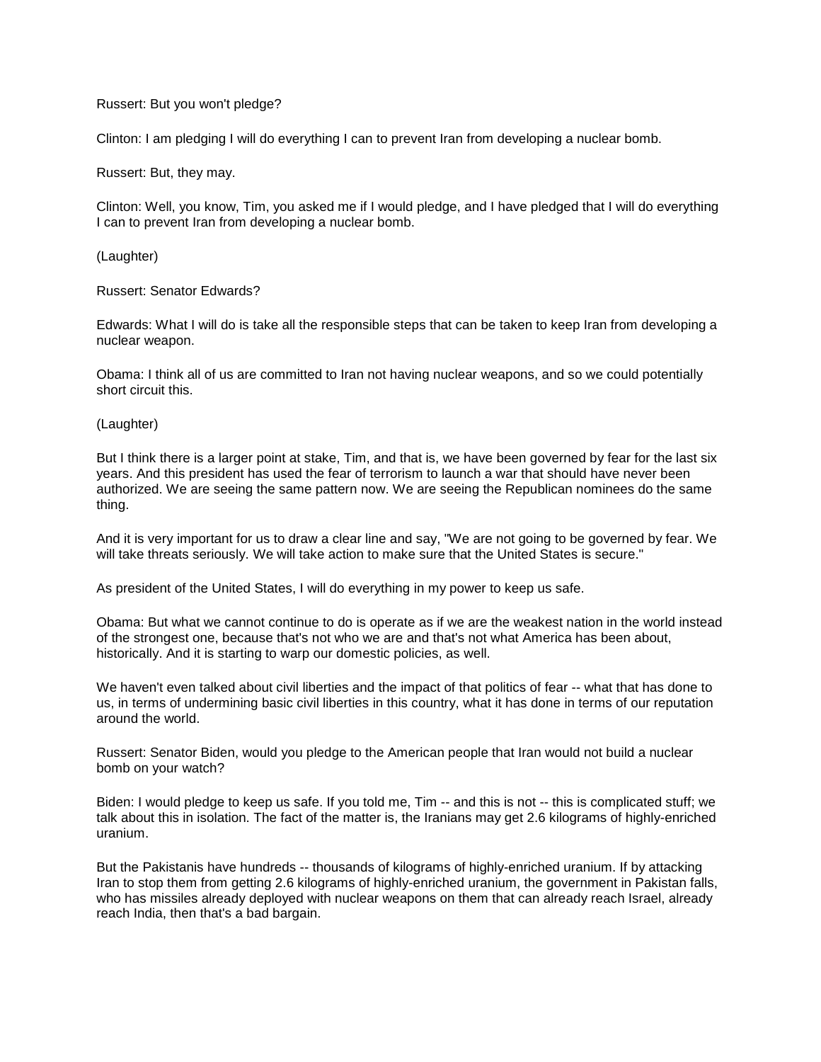Russert: But you won't pledge?

Clinton: I am pledging I will do everything I can to prevent Iran from developing a nuclear bomb.

Russert: But, they may.

Clinton: Well, you know, Tim, you asked me if I would pledge, and I have pledged that I will do everything I can to prevent Iran from developing a nuclear bomb.

(Laughter)

Russert: Senator Edwards?

Edwards: What I will do is take all the responsible steps that can be taken to keep Iran from developing a nuclear weapon.

Obama: I think all of us are committed to Iran not having nuclear weapons, and so we could potentially short circuit this.

(Laughter)

But I think there is a larger point at stake, Tim, and that is, we have been governed by fear for the last six years. And this president has used the fear of terrorism to launch a war that should have never been authorized. We are seeing the same pattern now. We are seeing the Republican nominees do the same thing.

And it is very important for us to draw a clear line and say, "We are not going to be governed by fear. We will take threats seriously. We will take action to make sure that the United States is secure."

As president of the United States, I will do everything in my power to keep us safe.

Obama: But what we cannot continue to do is operate as if we are the weakest nation in the world instead of the strongest one, because that's not who we are and that's not what America has been about, historically. And it is starting to warp our domestic policies, as well.

We haven't even talked about civil liberties and the impact of that politics of fear -- what that has done to us, in terms of undermining basic civil liberties in this country, what it has done in terms of our reputation around the world.

Russert: Senator Biden, would you pledge to the American people that Iran would not build a nuclear bomb on your watch?

Biden: I would pledge to keep us safe. If you told me, Tim -- and this is not -- this is complicated stuff; we talk about this in isolation. The fact of the matter is, the Iranians may get 2.6 kilograms of highly-enriched uranium.

But the Pakistanis have hundreds -- thousands of kilograms of highly-enriched uranium. If by attacking Iran to stop them from getting 2.6 kilograms of highly-enriched uranium, the government in Pakistan falls, who has missiles already deployed with nuclear weapons on them that can already reach Israel, already reach India, then that's a bad bargain.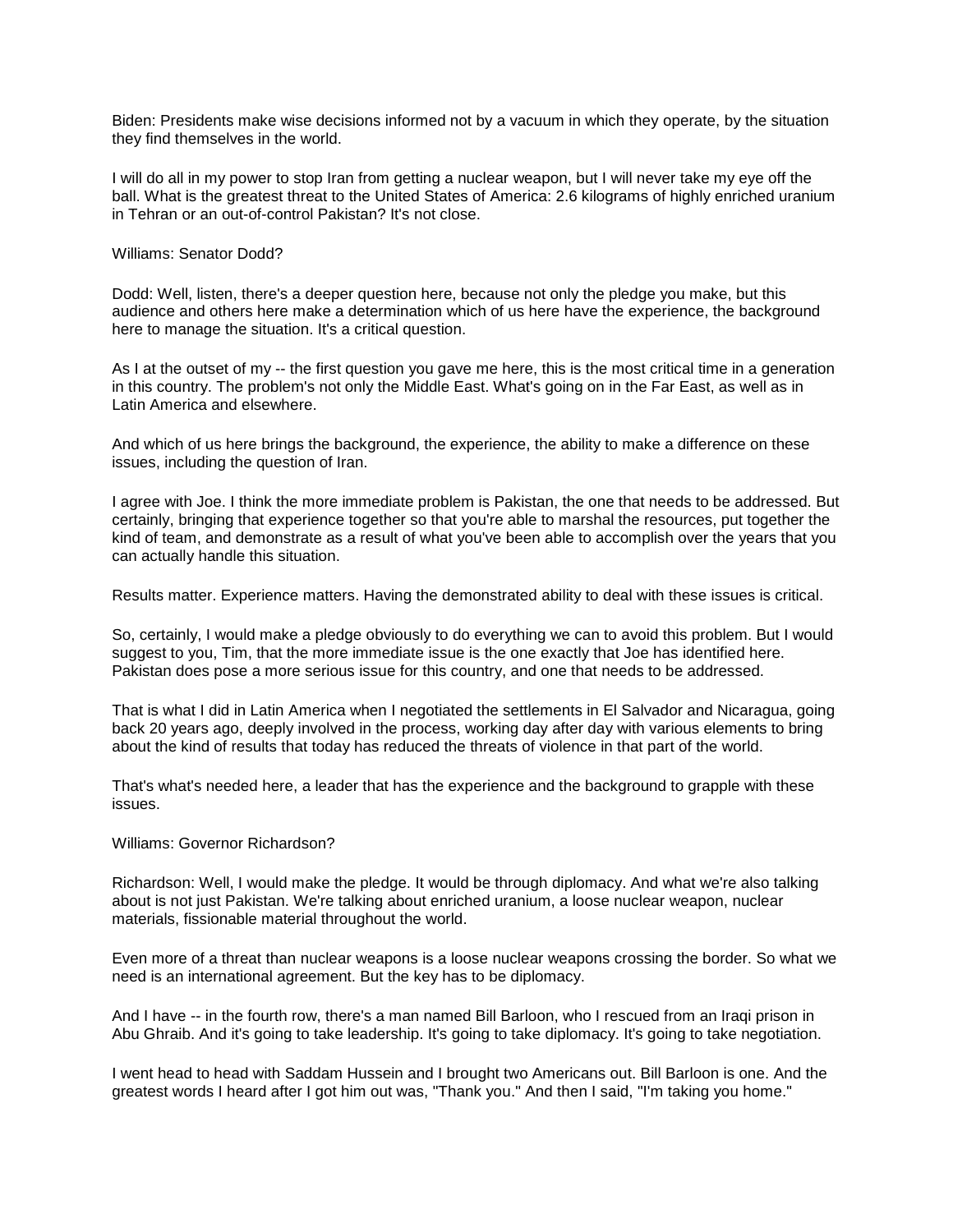Biden: Presidents make wise decisions informed not by a vacuum in which they operate, by the situation they find themselves in the world.

I will do all in my power to stop Iran from getting a nuclear weapon, but I will never take my eye off the ball. What is the greatest threat to the United States of America: 2.6 kilograms of highly enriched uranium in Tehran or an out-of-control Pakistan? It's not close.

Williams: Senator Dodd?

Dodd: Well, listen, there's a deeper question here, because not only the pledge you make, but this audience and others here make a determination which of us here have the experience, the background here to manage the situation. It's a critical question.

As I at the outset of my -- the first question you gave me here, this is the most critical time in a generation in this country. The problem's not only the Middle East. What's going on in the Far East, as well as in Latin America and elsewhere.

And which of us here brings the background, the experience, the ability to make a difference on these issues, including the question of Iran.

I agree with Joe. I think the more immediate problem is Pakistan, the one that needs to be addressed. But certainly, bringing that experience together so that you're able to marshal the resources, put together the kind of team, and demonstrate as a result of what you've been able to accomplish over the years that you can actually handle this situation.

Results matter. Experience matters. Having the demonstrated ability to deal with these issues is critical.

So, certainly, I would make a pledge obviously to do everything we can to avoid this problem. But I would suggest to you, Tim, that the more immediate issue is the one exactly that Joe has identified here. Pakistan does pose a more serious issue for this country, and one that needs to be addressed.

That is what I did in Latin America when I negotiated the settlements in El Salvador and Nicaragua, going back 20 years ago, deeply involved in the process, working day after day with various elements to bring about the kind of results that today has reduced the threats of violence in that part of the world.

That's what's needed here, a leader that has the experience and the background to grapple with these issues.

Williams: Governor Richardson?

Richardson: Well, I would make the pledge. It would be through diplomacy. And what we're also talking about is not just Pakistan. We're talking about enriched uranium, a loose nuclear weapon, nuclear materials, fissionable material throughout the world.

Even more of a threat than nuclear weapons is a loose nuclear weapons crossing the border. So what we need is an international agreement. But the key has to be diplomacy.

And I have -- in the fourth row, there's a man named Bill Barloon, who I rescued from an Iraqi prison in Abu Ghraib. And it's going to take leadership. It's going to take diplomacy. It's going to take negotiation.

I went head to head with Saddam Hussein and I brought two Americans out. Bill Barloon is one. And the greatest words I heard after I got him out was, "Thank you." And then I said, "I'm taking you home."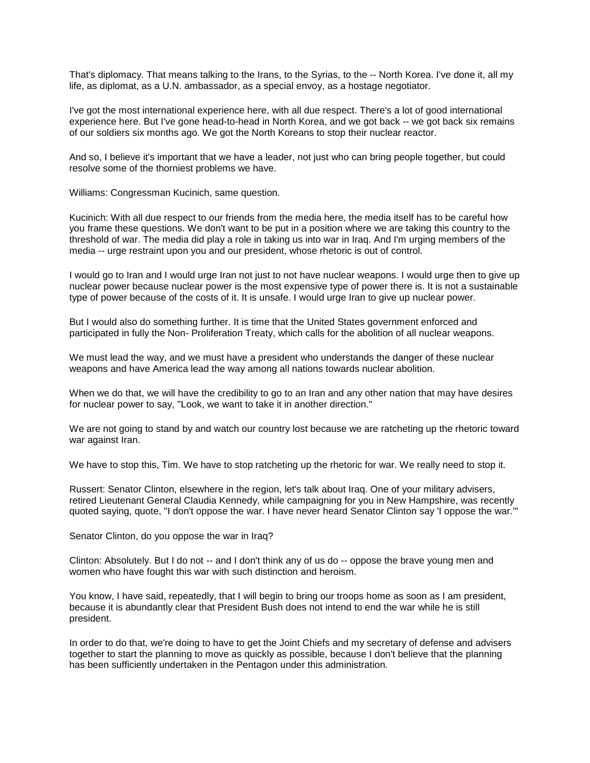That's diplomacy. That means talking to the Irans, to the Syrias, to the -- North Korea. I've done it, all my life, as diplomat, as a U.N. ambassador, as a special envoy, as a hostage negotiator.

I've got the most international experience here, with all due respect. There's a lot of good international experience here. But I've gone head-to-head in North Korea, and we got back -- we got back six remains of our soldiers six months ago. We got the North Koreans to stop their nuclear reactor.

And so, I believe it's important that we have a leader, not just who can bring people together, but could resolve some of the thorniest problems we have.

Williams: Congressman Kucinich, same question.

Kucinich: With all due respect to our friends from the media here, the media itself has to be careful how you frame these questions. We don't want to be put in a position where we are taking this country to the threshold of war. The media did play a role in taking us into war in Iraq. And I'm urging members of the media -- urge restraint upon you and our president, whose rhetoric is out of control.

I would go to Iran and I would urge Iran not just to not have nuclear weapons. I would urge then to give up nuclear power because nuclear power is the most expensive type of power there is. It is not a sustainable type of power because of the costs of it. It is unsafe. I would urge Iran to give up nuclear power.

But I would also do something further. It is time that the United States government enforced and participated in fully the Non- Proliferation Treaty, which calls for the abolition of all nuclear weapons.

We must lead the way, and we must have a president who understands the danger of these nuclear weapons and have America lead the way among all nations towards nuclear abolition.

When we do that, we will have the credibility to go to an Iran and any other nation that may have desires for nuclear power to say, "Look, we want to take it in another direction."

We are not going to stand by and watch our country lost because we are ratcheting up the rhetoric toward war against Iran.

We have to stop this, Tim. We have to stop ratcheting up the rhetoric for war. We really need to stop it.

Russert: Senator Clinton, elsewhere in the region, let's talk about Iraq. One of your military advisers, retired Lieutenant General Claudia Kennedy, while campaigning for you in New Hampshire, was recently quoted saying, quote, "I don't oppose the war. I have never heard Senator Clinton say 'I oppose the war.'"

Senator Clinton, do you oppose the war in Iraq?

Clinton: Absolutely. But I do not -- and I don't think any of us do -- oppose the brave young men and women who have fought this war with such distinction and heroism.

You know, I have said, repeatedly, that I will begin to bring our troops home as soon as I am president, because it is abundantly clear that President Bush does not intend to end the war while he is still president.

In order to do that, we're doing to have to get the Joint Chiefs and my secretary of defense and advisers together to start the planning to move as quickly as possible, because I don't believe that the planning has been sufficiently undertaken in the Pentagon under this administration.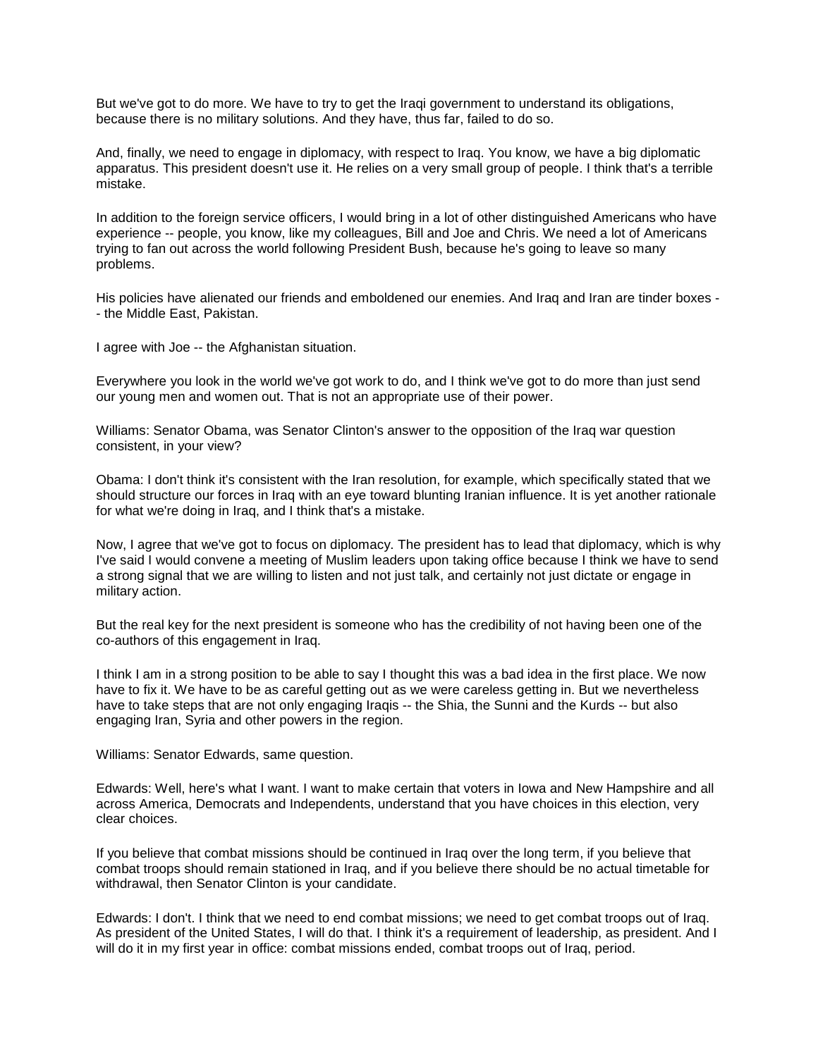But we've got to do more. We have to try to get the Iraqi government to understand its obligations, because there is no military solutions. And they have, thus far, failed to do so.

And, finally, we need to engage in diplomacy, with respect to Iraq. You know, we have a big diplomatic apparatus. This president doesn't use it. He relies on a very small group of people. I think that's a terrible mistake.

In addition to the foreign service officers, I would bring in a lot of other distinguished Americans who have experience -- people, you know, like my colleagues, Bill and Joe and Chris. We need a lot of Americans trying to fan out across the world following President Bush, because he's going to leave so many problems.

His policies have alienated our friends and emboldened our enemies. And Iraq and Iran are tinder boxes -- the Middle East, Pakistan.

I agree with Joe -- the Afghanistan situation.

Everywhere you look in the world we've got work to do, and I think we've got to do more than just send our young men and women out. That is not an appropriate use of their power.

Williams: Senator Obama, was Senator Clinton's answer to the opposition of the Iraq war question consistent, in your view?

Obama: I don't think it's consistent with the Iran resolution, for example, which specifically stated that we should structure our forces in Iraq with an eye toward blunting Iranian influence. It is yet another rationale for what we're doing in Iraq, and I think that's a mistake.

Now, I agree that we've got to focus on diplomacy. The president has to lead that diplomacy, which is why I've said I would convene a meeting of Muslim leaders upon taking office because I think we have to send a strong signal that we are willing to listen and not just talk, and certainly not just dictate or engage in military action.

But the real key for the next president is someone who has the credibility of not having been one of the co-authors of this engagement in Iraq.

I think I am in a strong position to be able to say I thought this was a bad idea in the first place. We now have to fix it. We have to be as careful getting out as we were careless getting in. But we nevertheless have to take steps that are not only engaging Iraqis -- the Shia, the Sunni and the Kurds -- but also engaging Iran, Syria and other powers in the region.

Williams: Senator Edwards, same question.

Edwards: Well, here's what I want. I want to make certain that voters in Iowa and New Hampshire and all across America, Democrats and Independents, understand that you have choices in this election, very clear choices.

If you believe that combat missions should be continued in Iraq over the long term, if you believe that combat troops should remain stationed in Iraq, and if you believe there should be no actual timetable for withdrawal, then Senator Clinton is your candidate.

Edwards: I don't. I think that we need to end combat missions; we need to get combat troops out of Iraq. As president of the United States, I will do that. I think it's a requirement of leadership, as president. And I will do it in my first year in office: combat missions ended, combat troops out of Iraq, period.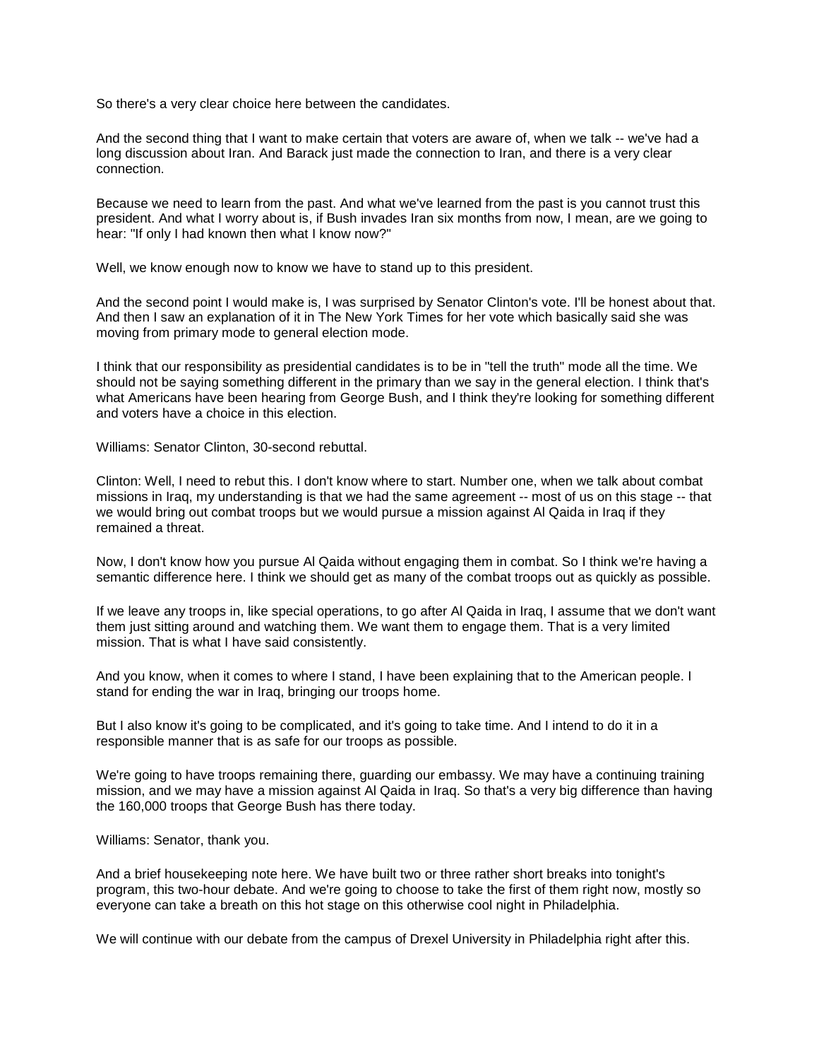So there's a very clear choice here between the candidates.

And the second thing that I want to make certain that voters are aware of, when we talk -- we've had a long discussion about Iran. And Barack just made the connection to Iran, and there is a very clear connection.

Because we need to learn from the past. And what we've learned from the past is you cannot trust this president. And what I worry about is, if Bush invades Iran six months from now, I mean, are we going to hear: "If only I had known then what I know now?"

Well, we know enough now to know we have to stand up to this president.

And the second point I would make is, I was surprised by Senator Clinton's vote. I'll be honest about that. And then I saw an explanation of it in The New York Times for her vote which basically said she was moving from primary mode to general election mode.

I think that our responsibility as presidential candidates is to be in "tell the truth" mode all the time. We should not be saying something different in the primary than we say in the general election. I think that's what Americans have been hearing from George Bush, and I think they're looking for something different and voters have a choice in this election.

Williams: Senator Clinton, 30-second rebuttal.

Clinton: Well, I need to rebut this. I don't know where to start. Number one, when we talk about combat missions in Iraq, my understanding is that we had the same agreement -- most of us on this stage -- that we would bring out combat troops but we would pursue a mission against Al Qaida in Iraq if they remained a threat.

Now, I don't know how you pursue Al Qaida without engaging them in combat. So I think we're having a semantic difference here. I think we should get as many of the combat troops out as quickly as possible.

If we leave any troops in, like special operations, to go after Al Qaida in Iraq, I assume that we don't want them just sitting around and watching them. We want them to engage them. That is a very limited mission. That is what I have said consistently.

And you know, when it comes to where I stand, I have been explaining that to the American people. I stand for ending the war in Iraq, bringing our troops home.

But I also know it's going to be complicated, and it's going to take time. And I intend to do it in a responsible manner that is as safe for our troops as possible.

We're going to have troops remaining there, guarding our embassy. We may have a continuing training mission, and we may have a mission against Al Qaida in Iraq. So that's a very big difference than having the 160,000 troops that George Bush has there today.

Williams: Senator, thank you.

And a brief housekeeping note here. We have built two or three rather short breaks into tonight's program, this two-hour debate. And we're going to choose to take the first of them right now, mostly so everyone can take a breath on this hot stage on this otherwise cool night in Philadelphia.

We will continue with our debate from the campus of Drexel University in Philadelphia right after this.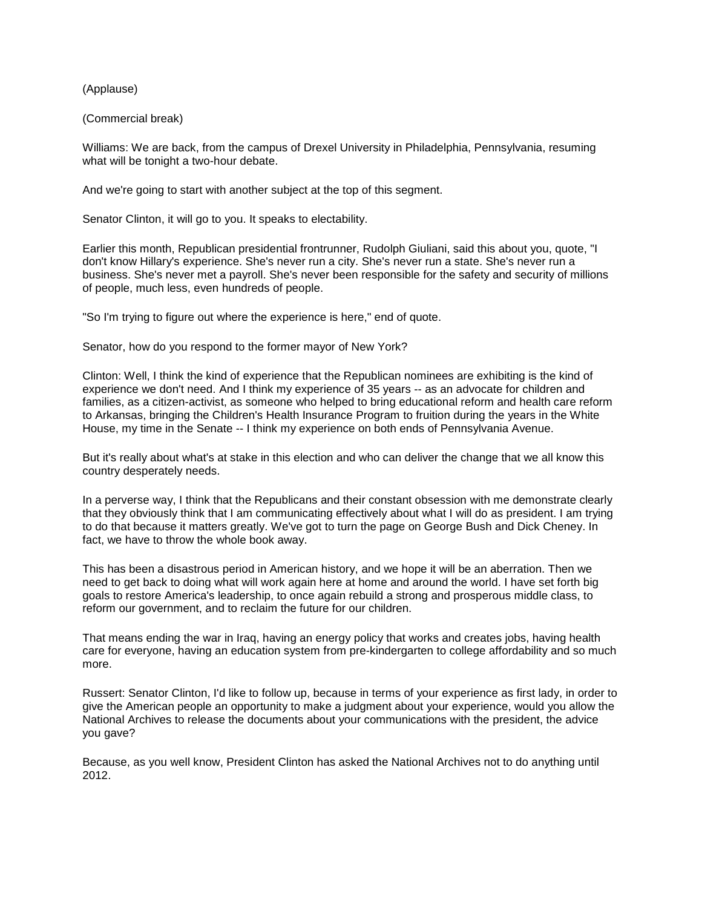(Applause)

(Commercial break)

Williams: We are back, from the campus of Drexel University in Philadelphia, Pennsylvania, resuming what will be tonight a two-hour debate.

And we're going to start with another subject at the top of this segment.

Senator Clinton, it will go to you. It speaks to electability.

Earlier this month, Republican presidential frontrunner, Rudolph Giuliani, said this about you, quote, "I don't know Hillary's experience. She's never run a city. She's never run a state. She's never run a business. She's never met a payroll. She's never been responsible for the safety and security of millions of people, much less, even hundreds of people.

"So I'm trying to figure out where the experience is here," end of quote.

Senator, how do you respond to the former mayor of New York?

Clinton: Well, I think the kind of experience that the Republican nominees are exhibiting is the kind of experience we don't need. And I think my experience of 35 years -- as an advocate for children and families, as a citizen-activist, as someone who helped to bring educational reform and health care reform to Arkansas, bringing the Children's Health Insurance Program to fruition during the years in the White House, my time in the Senate -- I think my experience on both ends of Pennsylvania Avenue.

But it's really about what's at stake in this election and who can deliver the change that we all know this country desperately needs.

In a perverse way, I think that the Republicans and their constant obsession with me demonstrate clearly that they obviously think that I am communicating effectively about what I will do as president. I am trying to do that because it matters greatly. We've got to turn the page on George Bush and Dick Cheney. In fact, we have to throw the whole book away.

This has been a disastrous period in American history, and we hope it will be an aberration. Then we need to get back to doing what will work again here at home and around the world. I have set forth big goals to restore America's leadership, to once again rebuild a strong and prosperous middle class, to reform our government, and to reclaim the future for our children.

That means ending the war in Iraq, having an energy policy that works and creates jobs, having health care for everyone, having an education system from pre-kindergarten to college affordability and so much more.

Russert: Senator Clinton, I'd like to follow up, because in terms of your experience as first lady, in order to give the American people an opportunity to make a judgment about your experience, would you allow the National Archives to release the documents about your communications with the president, the advice you gave?

Because, as you well know, President Clinton has asked the National Archives not to do anything until 2012.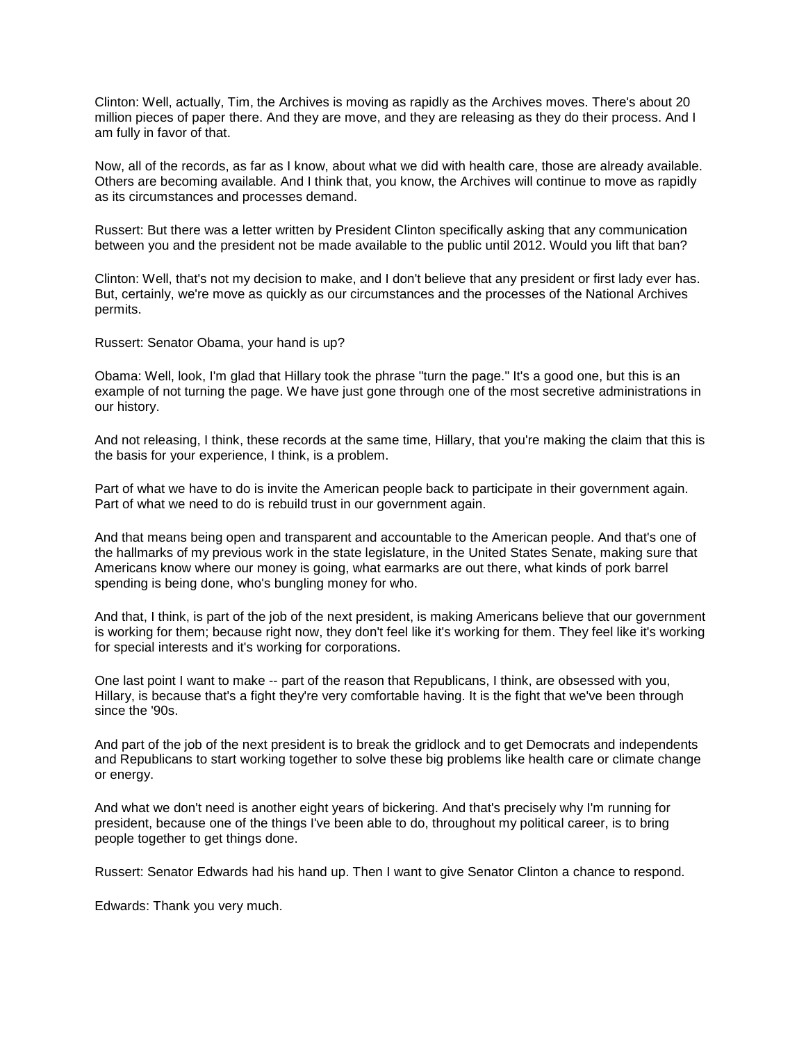Clinton: Well, actually, Tim, the Archives is moving as rapidly as the Archives moves. There's about 20 million pieces of paper there. And they are move, and they are releasing as they do their process. And I am fully in favor of that.

Now, all of the records, as far as I know, about what we did with health care, those are already available. Others are becoming available. And I think that, you know, the Archives will continue to move as rapidly as its circumstances and processes demand.

Russert: But there was a letter written by President Clinton specifically asking that any communication between you and the president not be made available to the public until 2012. Would you lift that ban?

Clinton: Well, that's not my decision to make, and I don't believe that any president or first lady ever has. But, certainly, we're move as quickly as our circumstances and the processes of the National Archives permits.

Russert: Senator Obama, your hand is up?

Obama: Well, look, I'm glad that Hillary took the phrase "turn the page." It's a good one, but this is an example of not turning the page. We have just gone through one of the most secretive administrations in our history.

And not releasing, I think, these records at the same time, Hillary, that you're making the claim that this is the basis for your experience, I think, is a problem.

Part of what we have to do is invite the American people back to participate in their government again. Part of what we need to do is rebuild trust in our government again.

And that means being open and transparent and accountable to the American people. And that's one of the hallmarks of my previous work in the state legislature, in the United States Senate, making sure that Americans know where our money is going, what earmarks are out there, what kinds of pork barrel spending is being done, who's bungling money for who.

And that, I think, is part of the job of the next president, is making Americans believe that our government is working for them; because right now, they don't feel like it's working for them. They feel like it's working for special interests and it's working for corporations.

One last point I want to make -- part of the reason that Republicans, I think, are obsessed with you, Hillary, is because that's a fight they're very comfortable having. It is the fight that we've been through since the '90s.

And part of the job of the next president is to break the gridlock and to get Democrats and independents and Republicans to start working together to solve these big problems like health care or climate change or energy.

And what we don't need is another eight years of bickering. And that's precisely why I'm running for president, because one of the things I've been able to do, throughout my political career, is to bring people together to get things done.

Russert: Senator Edwards had his hand up. Then I want to give Senator Clinton a chance to respond.

Edwards: Thank you very much.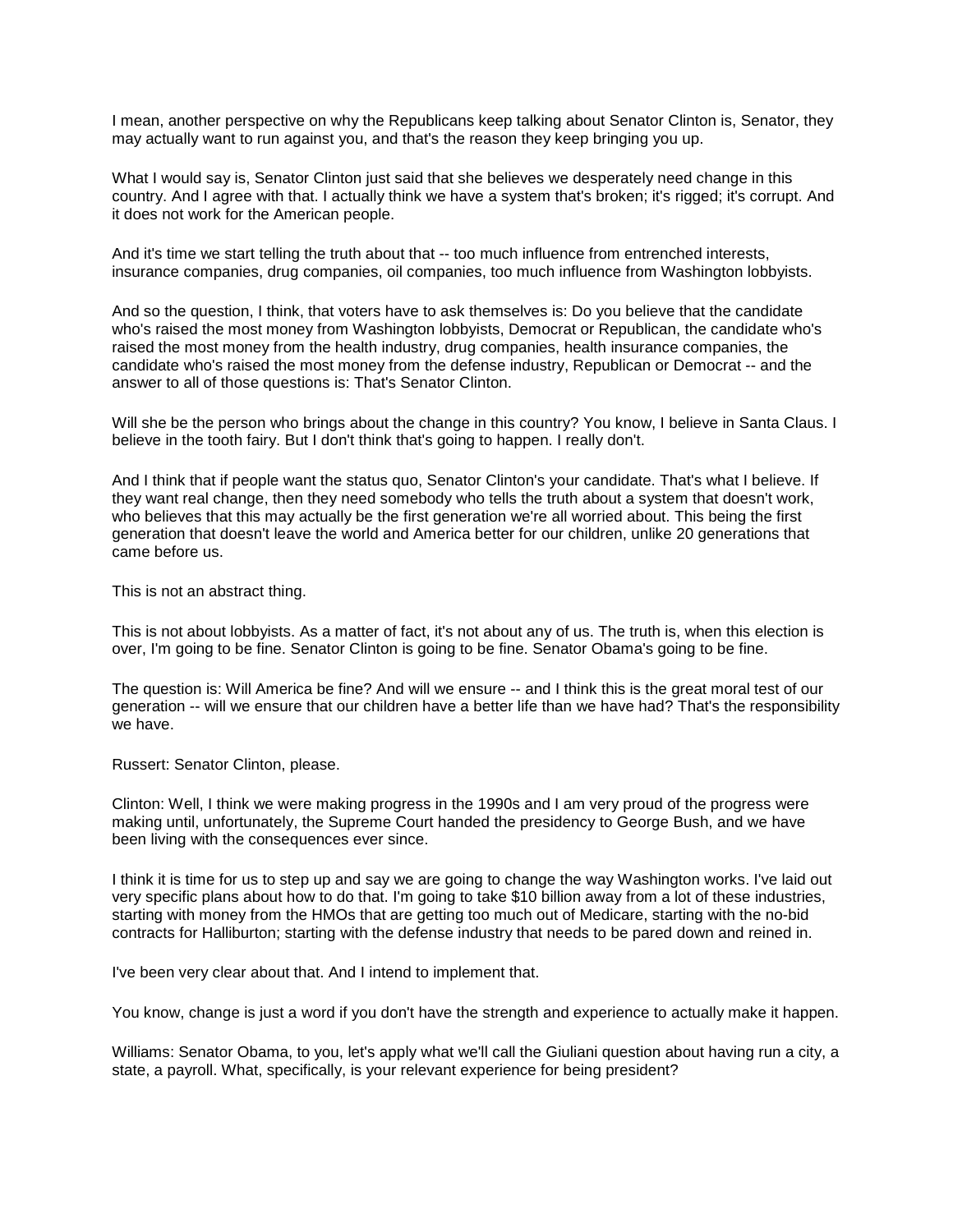I mean, another perspective on why the Republicans keep talking about Senator Clinton is, Senator, they may actually want to run against you, and that's the reason they keep bringing you up.

What I would say is, Senator Clinton just said that she believes we desperately need change in this country. And I agree with that. I actually think we have a system that's broken; it's rigged; it's corrupt. And it does not work for the American people.

And it's time we start telling the truth about that -- too much influence from entrenched interests, insurance companies, drug companies, oil companies, too much influence from Washington lobbyists.

And so the question, I think, that voters have to ask themselves is: Do you believe that the candidate who's raised the most money from Washington lobbyists, Democrat or Republican, the candidate who's raised the most money from the health industry, drug companies, health insurance companies, the candidate who's raised the most money from the defense industry, Republican or Democrat -- and the answer to all of those questions is: That's Senator Clinton.

Will she be the person who brings about the change in this country? You know, I believe in Santa Claus. I believe in the tooth fairy. But I don't think that's going to happen. I really don't.

And I think that if people want the status quo, Senator Clinton's your candidate. That's what I believe. If they want real change, then they need somebody who tells the truth about a system that doesn't work, who believes that this may actually be the first generation we're all worried about. This being the first generation that doesn't leave the world and America better for our children, unlike 20 generations that came before us.

This is not an abstract thing.

This is not about lobbyists. As a matter of fact, it's not about any of us. The truth is, when this election is over, I'm going to be fine. Senator Clinton is going to be fine. Senator Obama's going to be fine.

The question is: Will America be fine? And will we ensure -- and I think this is the great moral test of our generation -- will we ensure that our children have a better life than we have had? That's the responsibility we have.

Russert: Senator Clinton, please.

Clinton: Well, I think we were making progress in the 1990s and I am very proud of the progress were making until, unfortunately, the Supreme Court handed the presidency to George Bush, and we have been living with the consequences ever since.

I think it is time for us to step up and say we are going to change the way Washington works. I've laid out very specific plans about how to do that. I'm going to take $10 billion away from a lot of these industries, starting with money from the HMOs that are getting too much out of Medicare, starting with the no-bid contracts for Halliburton; starting with the defense industry that needs to be pared down and reined in.

I've been very clear about that. And I intend to implement that.

You know, change is just a word if you don't have the strength and experience to actually make it happen.

Williams: Senator Obama, to you, let's apply what we'll call the Giuliani question about having run a city, a state, a payroll. What, specifically, is your relevant experience for being president?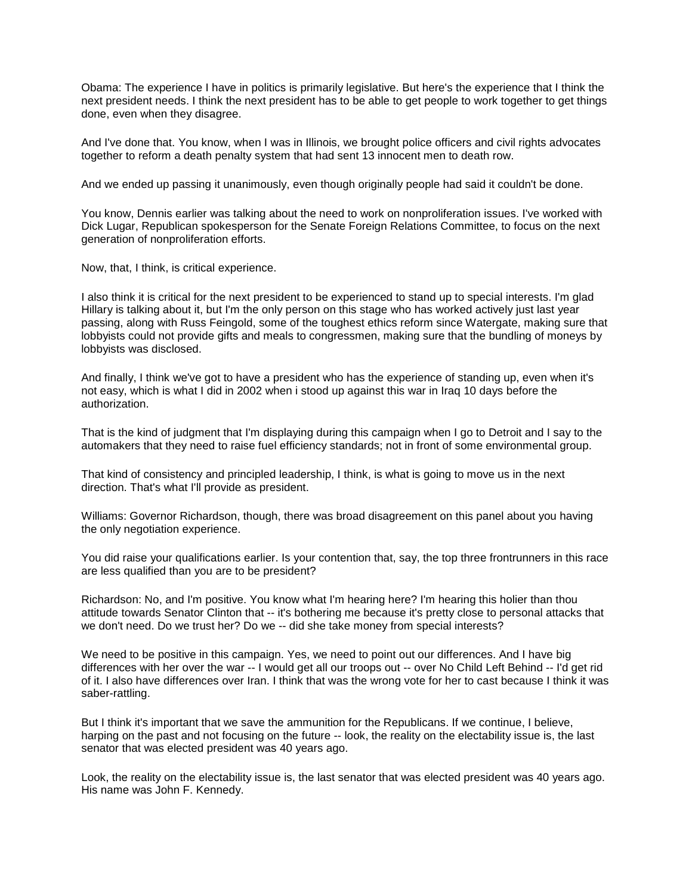Obama: The experience I have in politics is primarily legislative. But here's the experience that I think the next president needs. I think the next president has to be able to get people to work together to get things done, even when they disagree.

And I've done that. You know, when I was in Illinois, we brought police officers and civil rights advocates together to reform a death penalty system that had sent 13 innocent men to death row.

And we ended up passing it unanimously, even though originally people had said it couldn't be done.

You know, Dennis earlier was talking about the need to work on nonproliferation issues. I've worked with Dick Lugar, Republican spokesperson for the Senate Foreign Relations Committee, to focus on the next generation of nonproliferation efforts.

Now, that, I think, is critical experience.

I also think it is critical for the next president to be experienced to stand up to special interests. I'm glad Hillary is talking about it, but I'm the only person on this stage who has worked actively just last year passing, along with Russ Feingold, some of the toughest ethics reform since Watergate, making sure that lobbyists could not provide gifts and meals to congressmen, making sure that the bundling of moneys by lobbyists was disclosed.

And finally, I think we've got to have a president who has the experience of standing up, even when it's not easy, which is what I did in 2002 when i stood up against this war in Iraq 10 days before the authorization.

That is the kind of judgment that I'm displaying during this campaign when I go to Detroit and I say to the automakers that they need to raise fuel efficiency standards; not in front of some environmental group.

That kind of consistency and principled leadership, I think, is what is going to move us in the next direction. That's what I'll provide as president.

Williams: Governor Richardson, though, there was broad disagreement on this panel about you having the only negotiation experience.

You did raise your qualifications earlier. Is your contention that, say, the top three frontrunners in this race are less qualified than you are to be president?

Richardson: No, and I'm positive. You know what I'm hearing here? I'm hearing this holier than thou attitude towards Senator Clinton that -- it's bothering me because it's pretty close to personal attacks that we don't need. Do we trust her? Do we -- did she take money from special interests?

We need to be positive in this campaign. Yes, we need to point out our differences. And I have big differences with her over the war -- I would get all our troops out -- over No Child Left Behind -- I'd get rid of it. I also have differences over Iran. I think that was the wrong vote for her to cast because I think it was saber-rattling.

But I think it's important that we save the ammunition for the Republicans. If we continue, I believe, harping on the past and not focusing on the future -- look, the reality on the electability issue is, the last senator that was elected president was 40 years ago.

Look, the reality on the electability issue is, the last senator that was elected president was 40 years ago. His name was John F. Kennedy.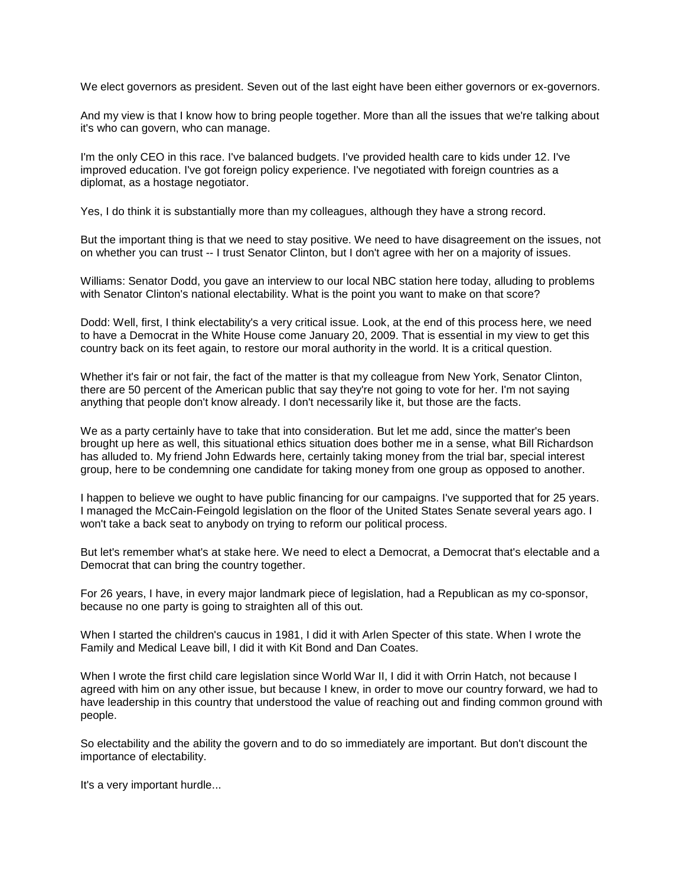We elect governors as president. Seven out of the last eight have been either governors or ex-governors.

And my view is that I know how to bring people together. More than all the issues that we're talking about it's who can govern, who can manage.

I'm the only CEO in this race. I've balanced budgets. I've provided health care to kids under 12. I've improved education. I've got foreign policy experience. I've negotiated with foreign countries as a diplomat, as a hostage negotiator.

Yes, I do think it is substantially more than my colleagues, although they have a strong record.

But the important thing is that we need to stay positive. We need to have disagreement on the issues, not on whether you can trust -- I trust Senator Clinton, but I don't agree with her on a majority of issues.

Williams: Senator Dodd, you gave an interview to our local NBC station here today, alluding to problems with Senator Clinton's national electability. What is the point you want to make on that score?

Dodd: Well, first, I think electability's a very critical issue. Look, at the end of this process here, we need to have a Democrat in the White House come January 20, 2009. That is essential in my view to get this country back on its feet again, to restore our moral authority in the world. It is a critical question.

Whether it's fair or not fair, the fact of the matter is that my colleague from New York, Senator Clinton, there are 50 percent of the American public that say they're not going to vote for her. I'm not saying anything that people don't know already. I don't necessarily like it, but those are the facts.

We as a party certainly have to take that into consideration. But let me add, since the matter's been brought up here as well, this situational ethics situation does bother me in a sense, what Bill Richardson has alluded to. My friend John Edwards here, certainly taking money from the trial bar, special interest group, here to be condemning one candidate for taking money from one group as opposed to another.

I happen to believe we ought to have public financing for our campaigns. I've supported that for 25 years. I managed the McCain-Feingold legislation on the floor of the United States Senate several years ago. I won't take a back seat to anybody on trying to reform our political process.

But let's remember what's at stake here. We need to elect a Democrat, a Democrat that's electable and a Democrat that can bring the country together.

For 26 years, I have, in every major landmark piece of legislation, had a Republican as my co-sponsor, because no one party is going to straighten all of this out.

When I started the children's caucus in 1981, I did it with Arlen Specter of this state. When I wrote the Family and Medical Leave bill, I did it with Kit Bond and Dan Coates.

When I wrote the first child care legislation since World War II, I did it with Orrin Hatch, not because I agreed with him on any other issue, but because I knew, in order to move our country forward, we had to have leadership in this country that understood the value of reaching out and finding common ground with people.

So electability and the ability the govern and to do so immediately are important. But don't discount the importance of electability.

It's a very important hurdle...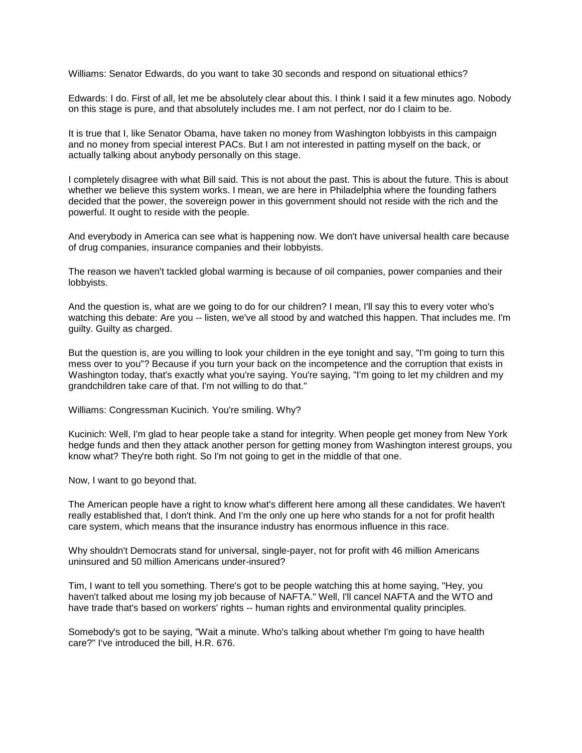Williams: Senator Edwards, do you want to take 30 seconds and respond on situational ethics?

Edwards: I do. First of all, let me be absolutely clear about this. I think I said it a few minutes ago. Nobody on this stage is pure, and that absolutely includes me. I am not perfect, nor do I claim to be.

It is true that I, like Senator Obama, have taken no money from Washington lobbyists in this campaign and no money from special interest PACs. But I am not interested in patting myself on the back, or actually talking about anybody personally on this stage.

I completely disagree with what Bill said. This is not about the past. This is about the future. This is about whether we believe this system works. I mean, we are here in Philadelphia where the founding fathers decided that the power, the sovereign power in this government should not reside with the rich and the powerful. It ought to reside with the people.

And everybody in America can see what is happening now. We don't have universal health care because of drug companies, insurance companies and their lobbyists.

The reason we haven't tackled global warming is because of oil companies, power companies and their lobbyists.

And the question is, what are we going to do for our children? I mean, I'll say this to every voter who's watching this debate: Are you -- listen, we've all stood by and watched this happen. That includes me. I'm guilty. Guilty as charged.

But the question is, are you willing to look your children in the eye tonight and say, "I'm going to turn this mess over to you"? Because if you turn your back on the incompetence and the corruption that exists in Washington today, that's exactly what you're saying. You're saying, "I'm going to let my children and my grandchildren take care of that. I'm not willing to do that."

Williams: Congressman Kucinich. You're smiling. Why?

Kucinich: Well, I'm glad to hear people take a stand for integrity. When people get money from New York hedge funds and then they attack another person for getting money from Washington interest groups, you know what? They're both right. So I'm not going to get in the middle of that one.

Now, I want to go beyond that.

The American people have a right to know what's different here among all these candidates. We haven't really established that, I don't think. And I'm the only one up here who stands for a not for profit health care system, which means that the insurance industry has enormous influence in this race.

Why shouldn't Democrats stand for universal, single-payer, not for profit with 46 million Americans uninsured and 50 million Americans under-insured?

Tim, I want to tell you something. There's got to be people watching this at home saying, "Hey, you haven't talked about me losing my job because of NAFTA." Well, I'll cancel NAFTA and the WTO and have trade that's based on workers' rights -- human rights and environmental quality principles.

Somebody's got to be saying, "Wait a minute. Who's talking about whether I'm going to have health care?" I've introduced the bill, H.R. 676.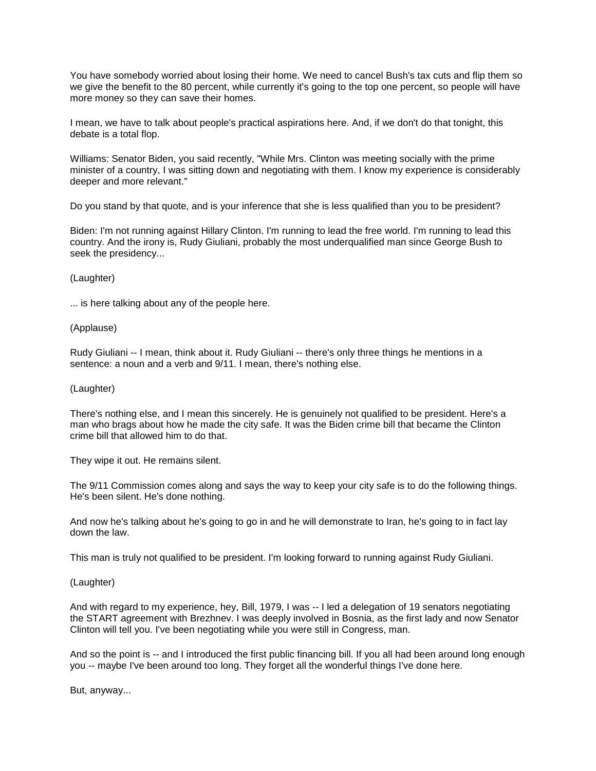You have somebody worried about losing their home. We need to cancel Bush's tax cuts and flip them so we give the benefit to the 80 percent, while currently it's going to the top one percent, so people will have more money so they can save their homes.

I mean, we have to talk about people's practical aspirations here. And, if we don't do that tonight, this debate is a total flop.

Williams: Senator Biden, you said recently, "While Mrs. Clinton was meeting socially with the prime minister of a country, I was sitting down and negotiating with them. I know my experience is considerably deeper and more relevant."

Do you stand by that quote, and is your inference that she is less qualified than you to be president?

Biden: I'm not running against Hillary Clinton. I'm running to lead the free world. I'm running to lead this country. And the irony is, Rudy Giuliani, probably the most underqualified man since George Bush to seek the presidency...

(Laughter)

... is here talking about any of the people here.

(Applause)

Rudy Giuliani -- I mean, think about it. Rudy Giuliani -- there's only three things he mentions in a sentence: a noun and a verb and 9/11. I mean, there's nothing else.

(Laughter)

There's nothing else, and I mean this sincerely. He is genuinely not qualified to be president. Here's a man who brags about how he made the city safe. It was the Biden crime bill that became the Clinton crime bill that allowed him to do that.

They wipe it out. He remains silent.

The 9/11 Commission comes along and says the way to keep your city safe is to do the following things. He's been silent. He's done nothing.

And now he's talking about he's going to go in and he will demonstrate to Iran, he's going to in fact lay down the law.

This man is truly not qualified to be president. I'm looking forward to running against Rudy Giuliani.

(Laughter)

And with regard to my experience, hey, Bill, 1979, I was -- I led a delegation of 19 senators negotiating the START agreement with Brezhnev. I was deeply involved in Bosnia, as the first lady and now Senator Clinton will tell you. I've been negotiating while you were still in Congress, man.

And so the point is -- and I introduced the first public financing bill. If you all had been around long enough you -- maybe I've been around too long. They forget all the wonderful things I've done here.

But, anyway...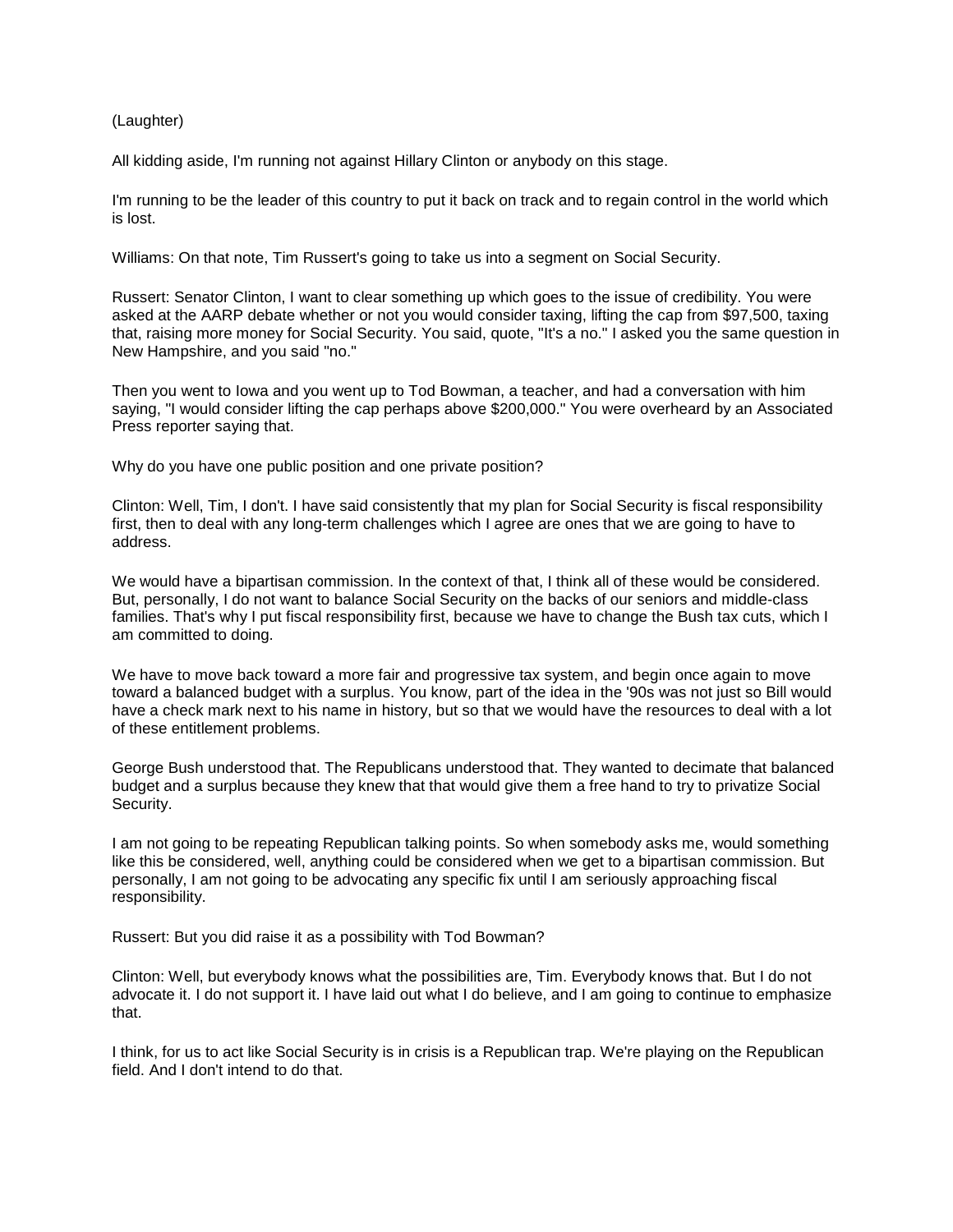(Laughter)

All kidding aside, I'm running not against Hillary Clinton or anybody on this stage.

I'm running to be the leader of this country to put it back on track and to regain control in the world which is lost.

Williams: On that note, Tim Russert's going to take us into a segment on Social Security.

Russert: Senator Clinton, I want to clear something up which goes to the issue of credibility. You were asked at the AARP debate whether or not you would consider taxing, lifting the cap from $97,500, taxing that, raising more money for Social Security. You said, quote, "It's a no." I asked you the same question in New Hampshire, and you said "no."

Then you went to Iowa and you went up to Tod Bowman, a teacher, and had a conversation with him saying, "I would consider lifting the cap perhaps above $200,000." You were overheard by an Associated Press reporter saying that.

Why do you have one public position and one private position?

Clinton: Well, Tim, I don't. I have said consistently that my plan for Social Security is fiscal responsibility first, then to deal with any long-term challenges which I agree are ones that we are going to have to address.

We would have a bipartisan commission. In the context of that, I think all of these would be considered. But, personally, I do not want to balance Social Security on the backs of our seniors and middle-class families. That's why I put fiscal responsibility first, because we have to change the Bush tax cuts, which I am committed to doing.

We have to move back toward a more fair and progressive tax system, and begin once again to move toward a balanced budget with a surplus. You know, part of the idea in the '90s was not just so Bill would have a check mark next to his name in history, but so that we would have the resources to deal with a lot of these entitlement problems.

George Bush understood that. The Republicans understood that. They wanted to decimate that balanced budget and a surplus because they knew that that would give them a free hand to try to privatize Social Security.

I am not going to be repeating Republican talking points. So when somebody asks me, would something like this be considered, well, anything could be considered when we get to a bipartisan commission. But personally, I am not going to be advocating any specific fix until I am seriously approaching fiscal responsibility.

Russert: But you did raise it as a possibility with Tod Bowman?

Clinton: Well, but everybody knows what the possibilities are, Tim. Everybody knows that. But I do not advocate it. I do not support it. I have laid out what I do believe, and I am going to continue to emphasize that.

I think, for us to act like Social Security is in crisis is a Republican trap. We're playing on the Republican field. And I don't intend to do that.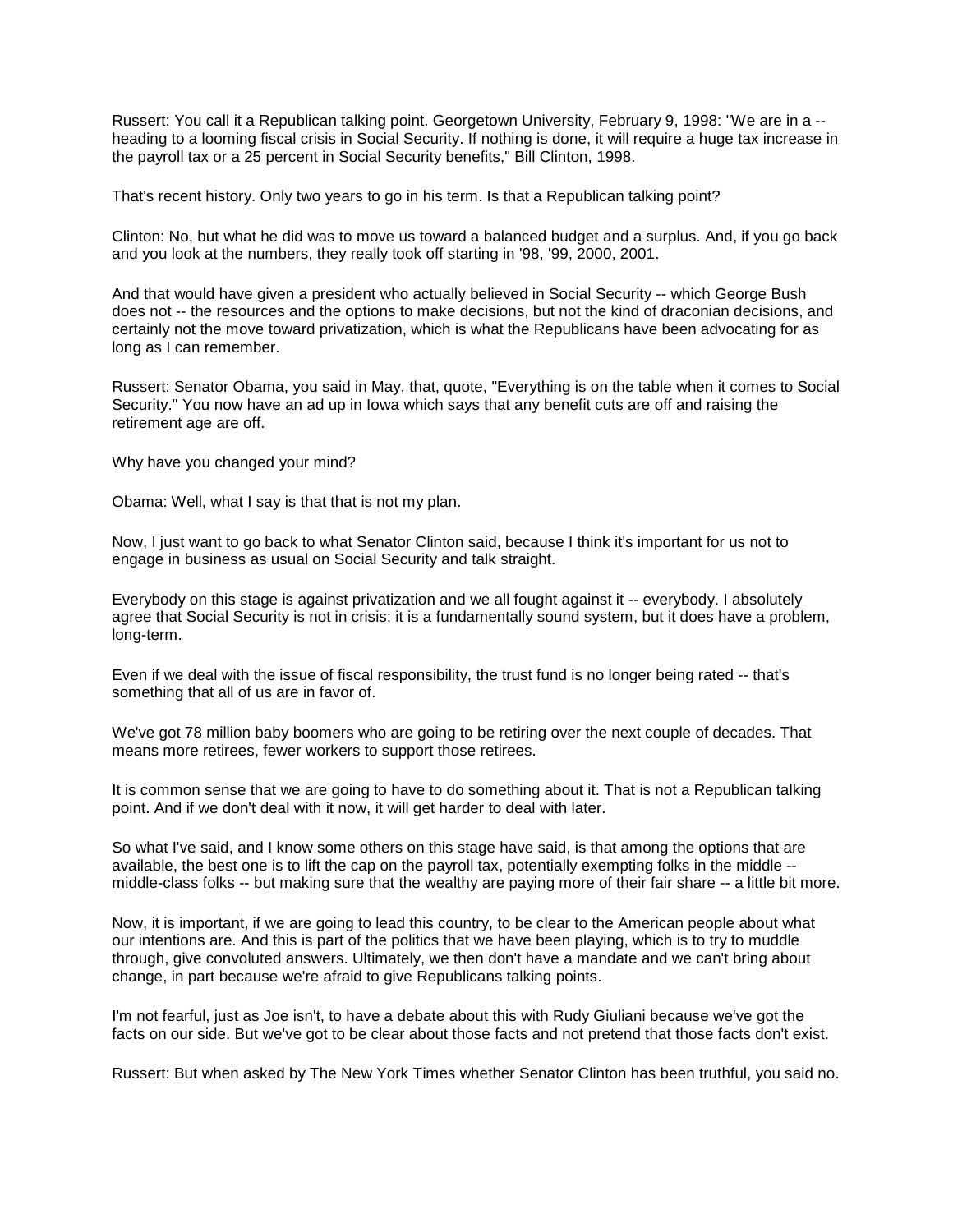Russert: You call it a Republican talking point. Georgetown University, February 9, 1998: "We are in a -- heading to a looming fiscal crisis in Social Security. If nothing is done, it will require a huge tax increase in the payroll tax or a 25 percent in Social Security benefits," Bill Clinton, 1998.

That's recent history. Only two years to go in his term. Is that a Republican talking point?

Clinton: No, but what he did was to move us toward a balanced budget and a surplus. And, if you go back and you look at the numbers, they really took off starting in '98, '99, 2000, 2001.

And that would have given a president who actually believed in Social Security -- which George Bush does not -- the resources and the options to make decisions, but not the kind of draconian decisions, and certainly not the move toward privatization, which is what the Republicans have been advocating for as long as I can remember.

Russert: Senator Obama, you said in May, that, quote, "Everything is on the table when it comes to Social Security." You now have an ad up in Iowa which says that any benefit cuts are off and raising the retirement age are off.

Why have you changed your mind?

Obama: Well, what I say is that that is not my plan.

Now, I just want to go back to what Senator Clinton said, because I think it's important for us not to engage in business as usual on Social Security and talk straight.

Everybody on this stage is against privatization and we all fought against it -- everybody. I absolutely agree that Social Security is not in crisis; it is a fundamentally sound system, but it does have a problem, long-term.

Even if we deal with the issue of fiscal responsibility, the trust fund is no longer being rated -- that's something that all of us are in favor of.

We've got 78 million baby boomers who are going to be retiring over the next couple of decades. That means more retirees, fewer workers to support those retirees.

It is common sense that we are going to have to do something about it. That is not a Republican talking point. And if we don't deal with it now, it will get harder to deal with later.

So what I've said, and I know some others on this stage have said, is that among the options that are available, the best one is to lift the cap on the payroll tax, potentially exempting folks in the middle -- middle-class folks -- but making sure that the wealthy are paying more of their fair share -- a little bit more.

Now, it is important, if we are going to lead this country, to be clear to the American people about what our intentions are. And this is part of the politics that we have been playing, which is to try to muddle through, give convoluted answers. Ultimately, we then don't have a mandate and we can't bring about change, in part because we're afraid to give Republicans talking points.

I'm not fearful, just as Joe isn't, to have a debate about this with Rudy Giuliani because we've got the facts on our side. But we've got to be clear about those facts and not pretend that those facts don't exist.

Russert: But when asked by The New York Times whether Senator Clinton has been truthful, you said no.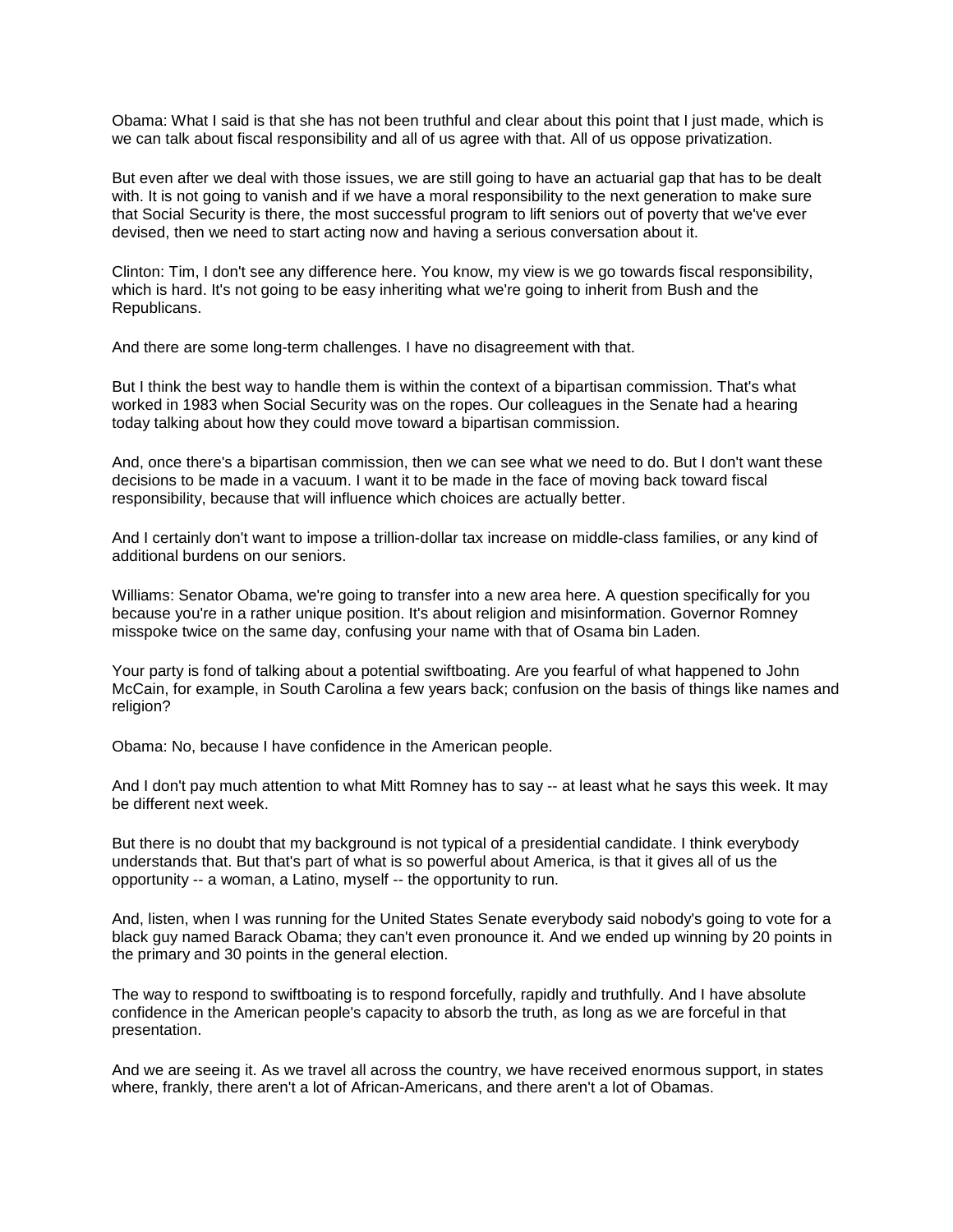Obama: What I said is that she has not been truthful and clear about this point that I just made, which is we can talk about fiscal responsibility and all of us agree with that. All of us oppose privatization.

But even after we deal with those issues, we are still going to have an actuarial gap that has to be dealt with. It is not going to vanish and if we have a moral responsibility to the next generation to make sure that Social Security is there, the most successful program to lift seniors out of poverty that we've ever devised, then we need to start acting now and having a serious conversation about it.

Clinton: Tim, I don't see any difference here. You know, my view is we go towards fiscal responsibility, which is hard. It's not going to be easy inheriting what we're going to inherit from Bush and the Republicans.

And there are some long-term challenges. I have no disagreement with that.

But I think the best way to handle them is within the context of a bipartisan commission. That's what worked in 1983 when Social Security was on the ropes. Our colleagues in the Senate had a hearing today talking about how they could move toward a bipartisan commission.

And, once there's a bipartisan commission, then we can see what we need to do. But I don't want these decisions to be made in a vacuum. I want it to be made in the face of moving back toward fiscal responsibility, because that will influence which choices are actually better.

And I certainly don't want to impose a trillion-dollar tax increase on middle-class families, or any kind of additional burdens on our seniors.

Williams: Senator Obama, we're going to transfer into a new area here. A question specifically for you because you're in a rather unique position. It's about religion and misinformation. Governor Romney misspoke twice on the same day, confusing your name with that of Osama bin Laden.

Your party is fond of talking about a potential swiftboating. Are you fearful of what happened to John McCain, for example, in South Carolina a few years back; confusion on the basis of things like names and religion?

Obama: No, because I have confidence in the American people.

And I don't pay much attention to what Mitt Romney has to say -- at least what he says this week. It may be different next week.

But there is no doubt that my background is not typical of a presidential candidate. I think everybody understands that. But that's part of what is so powerful about America, is that it gives all of us the opportunity -- a woman, a Latino, myself -- the opportunity to run.

And, listen, when I was running for the United States Senate everybody said nobody's going to vote for a black guy named Barack Obama; they can't even pronounce it. And we ended up winning by 20 points in the primary and 30 points in the general election.

The way to respond to swiftboating is to respond forcefully, rapidly and truthfully. And I have absolute confidence in the American people's capacity to absorb the truth, as long as we are forceful in that presentation.

And we are seeing it. As we travel all across the country, we have received enormous support, in states where, frankly, there aren't a lot of African-Americans, and there aren't a lot of Obamas.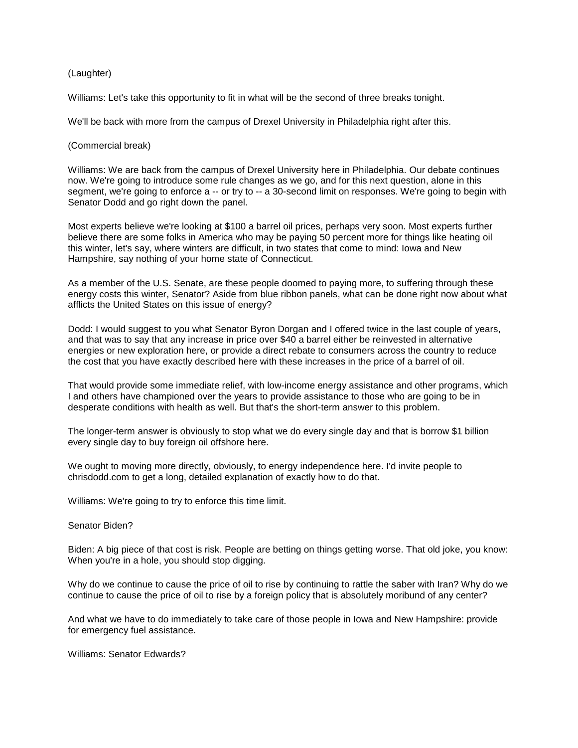(Laughter)

Williams: Let's take this opportunity to fit in what will be the second of three breaks tonight.

We'll be back with more from the campus of Drexel University in Philadelphia right after this.

(Commercial break)

Williams: We are back from the campus of Drexel University here in Philadelphia. Our debate continues now. We're going to introduce some rule changes as we go, and for this next question, alone in this segment, we're going to enforce a -- or try to -- a 30-second limit on responses. We're going to begin with Senator Dodd and go right down the panel.

Most experts believe we're looking at $100 a barrel oil prices, perhaps very soon. Most experts further believe there are some folks in America who may be paying 50 percent more for things like heating oil this winter, let's say, where winters are difficult, in two states that come to mind: Iowa and New Hampshire, say nothing of your home state of Connecticut.

As a member of the U.S. Senate, are these people doomed to paying more, to suffering through these energy costs this winter, Senator? Aside from blue ribbon panels, what can be done right now about what afflicts the United States on this issue of energy?

Dodd: I would suggest to you what Senator Byron Dorgan and I offered twice in the last couple of years, and that was to say that any increase in price over $40 a barrel either be reinvested in alternative energies or new exploration here, or provide a direct rebate to consumers across the country to reduce the cost that you have exactly described here with these increases in the price of a barrel of oil.

That would provide some immediate relief, with low-income energy assistance and other programs, which I and others have championed over the years to provide assistance to those who are going to be in desperate conditions with health as well. But that's the short-term answer to this problem.

The longer-term answer is obviously to stop what we do every single day and that is borrow $1 billion every single day to buy foreign oil offshore here.

We ought to moving more directly, obviously, to energy independence here. I'd invite people to chrisdodd.com to get a long, detailed explanation of exactly how to do that.

Williams: We're going to try to enforce this time limit.

Senator Biden?

Biden: A big piece of that cost is risk. People are betting on things getting worse. That old joke, you know: When you're in a hole, you should stop digging.

Why do we continue to cause the price of oil to rise by continuing to rattle the saber with Iran? Why do we continue to cause the price of oil to rise by a foreign policy that is absolutely moribund of any center?

And what we have to do immediately to take care of those people in Iowa and New Hampshire: provide for emergency fuel assistance.

Williams: Senator Edwards?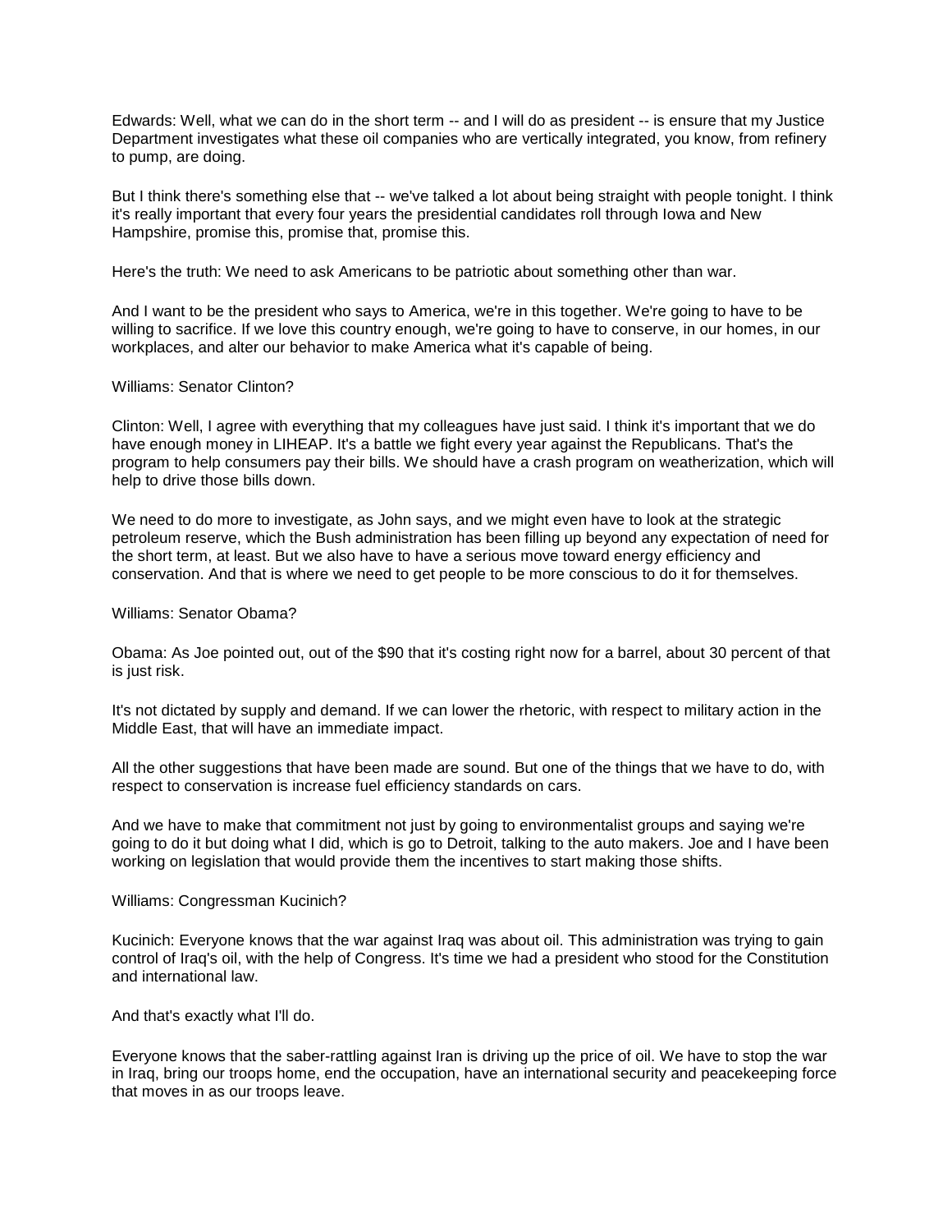Edwards: Well, what we can do in the short term -- and I will do as president -- is ensure that my Justice Department investigates what these oil companies who are vertically integrated, you know, from refinery to pump, are doing.

But I think there's something else that -- we've talked a lot about being straight with people tonight. I think it's really important that every four years the presidential candidates roll through Iowa and New Hampshire, promise this, promise that, promise this.

Here's the truth: We need to ask Americans to be patriotic about something other than war.

And I want to be the president who says to America, we're in this together. We're going to have to be willing to sacrifice. If we love this country enough, we're going to have to conserve, in our homes, in our workplaces, and alter our behavior to make America what it's capable of being.

Williams: Senator Clinton?

Clinton: Well, I agree with everything that my colleagues have just said. I think it's important that we do have enough money in LIHEAP. It's a battle we fight every year against the Republicans. That's the program to help consumers pay their bills. We should have a crash program on weatherization, which will help to drive those bills down.

We need to do more to investigate, as John says, and we might even have to look at the strategic petroleum reserve, which the Bush administration has been filling up beyond any expectation of need for the short term, at least. But we also have to have a serious move toward energy efficiency and conservation. And that is where we need to get people to be more conscious to do it for themselves.

Williams: Senator Obama?

Obama: As Joe pointed out, out of the $90 that it's costing right now for a barrel, about 30 percent of that is just risk.

It's not dictated by supply and demand. If we can lower the rhetoric, with respect to military action in the Middle East, that will have an immediate impact.

All the other suggestions that have been made are sound. But one of the things that we have to do, with respect to conservation is increase fuel efficiency standards on cars.

And we have to make that commitment not just by going to environmentalist groups and saying we're going to do it but doing what I did, which is go to Detroit, talking to the auto makers. Joe and I have been working on legislation that would provide them the incentives to start making those shifts.

Williams: Congressman Kucinich?

Kucinich: Everyone knows that the war against Iraq was about oil. This administration was trying to gain control of Iraq's oil, with the help of Congress. It's time we had a president who stood for the Constitution and international law.

And that's exactly what I'll do.

Everyone knows that the saber-rattling against Iran is driving up the price of oil. We have to stop the war in Iraq, bring our troops home, end the occupation, have an international security and peacekeeping force that moves in as our troops leave.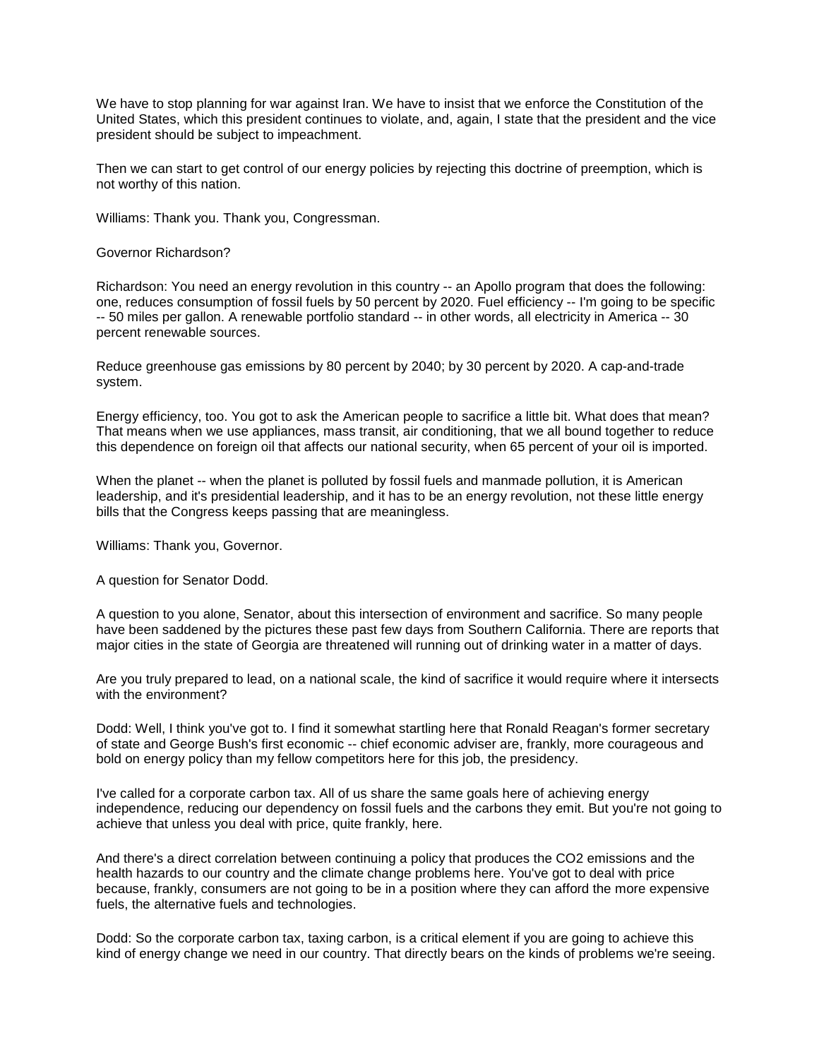We have to stop planning for war against Iran. We have to insist that we enforce the Constitution of the United States, which this president continues to violate, and, again, I state that the president and the vice president should be subject to impeachment.

Then we can start to get control of our energy policies by rejecting this doctrine of preemption, which is not worthy of this nation.

Williams: Thank you. Thank you, Congressman.

Governor Richardson?

Richardson: You need an energy revolution in this country -- an Apollo program that does the following: one, reduces consumption of fossil fuels by 50 percent by 2020. Fuel efficiency -- I'm going to be specific -- 50 miles per gallon. A renewable portfolio standard -- in other words, all electricity in America -- 30 percent renewable sources.

Reduce greenhouse gas emissions by 80 percent by 2040; by 30 percent by 2020. A cap-and-trade system.

Energy efficiency, too. You got to ask the American people to sacrifice a little bit. What does that mean? That means when we use appliances, mass transit, air conditioning, that we all bound together to reduce this dependence on foreign oil that affects our national security, when 65 percent of your oil is imported.

When the planet -- when the planet is polluted by fossil fuels and manmade pollution, it is American leadership, and it's presidential leadership, and it has to be an energy revolution, not these little energy bills that the Congress keeps passing that are meaningless.

Williams: Thank you, Governor.

A question for Senator Dodd.

A question to you alone, Senator, about this intersection of environment and sacrifice. So many people have been saddened by the pictures these past few days from Southern California. There are reports that major cities in the state of Georgia are threatened will running out of drinking water in a matter of days.

Are you truly prepared to lead, on a national scale, the kind of sacrifice it would require where it intersects with the environment?

Dodd: Well, I think you've got to. I find it somewhat startling here that Ronald Reagan's former secretary of state and George Bush's first economic -- chief economic adviser are, frankly, more courageous and bold on energy policy than my fellow competitors here for this job, the presidency.

I've called for a corporate carbon tax. All of us share the same goals here of achieving energy independence, reducing our dependency on fossil fuels and the carbons they emit. But you're not going to achieve that unless you deal with price, quite frankly, here.

And there's a direct correlation between continuing a policy that produces the $CO_2$ emissions and the health hazards to our country and the climate change problems here. You've got to deal with price because, frankly, consumers are not going to be in a position where they can afford the more expensive fuels, the alternative fuels and technologies.

Dodd: So the corporate carbon tax, taxing carbon, is a critical element if you are going to achieve this kind of energy change we need in our country. That directly bears on the kinds of problems we're seeing.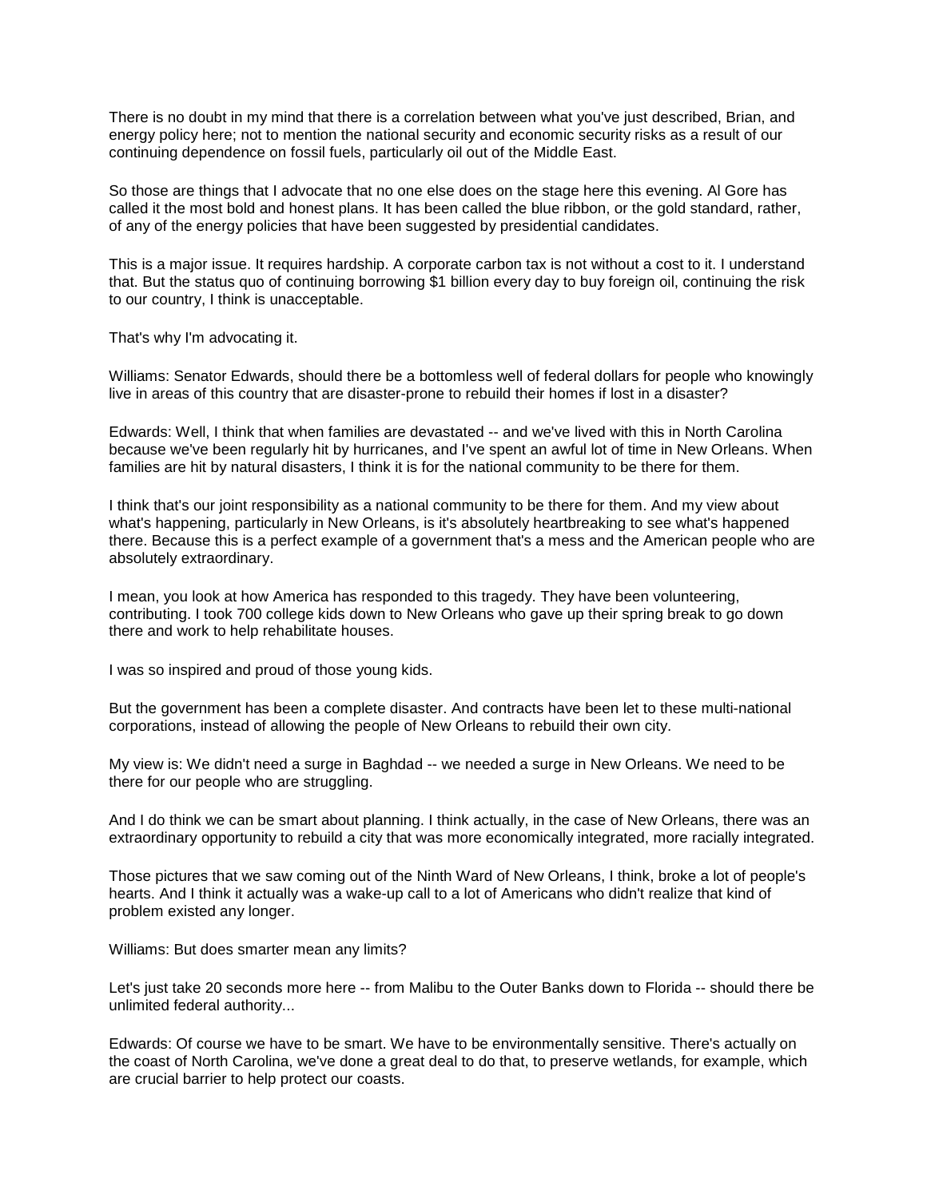There is no doubt in my mind that there is a correlation between what you've just described, Brian, and energy policy here; not to mention the national security and economic security risks as a result of our continuing dependence on fossil fuels, particularly oil out of the Middle East.

So those are things that I advocate that no one else does on the stage here this evening. Al Gore has called it the most bold and honest plans. It has been called the blue ribbon, or the gold standard, rather, of any of the energy policies that have been suggested by presidential candidates.

This is a major issue. It requires hardship. A corporate carbon tax is not without a cost to it. I understand that. But the status quo of continuing borrowing $1 billion every day to buy foreign oil, continuing the risk to our country, I think is unacceptable.

That's why I'm advocating it.

Williams: Senator Edwards, should there be a bottomless well of federal dollars for people who knowingly live in areas of this country that are disaster-prone to rebuild their homes if lost in a disaster?

Edwards: Well, I think that when families are devastated -- and we've lived with this in North Carolina because we've been regularly hit by hurricanes, and I've spent an awful lot of time in New Orleans. When families are hit by natural disasters, I think it is for the national community to be there for them.

I think that's our joint responsibility as a national community to be there for them. And my view about what's happening, particularly in New Orleans, is it's absolutely heartbreaking to see what's happened there. Because this is a perfect example of a government that's a mess and the American people who are absolutely extraordinary.

I mean, you look at how America has responded to this tragedy. They have been volunteering, contributing. I took 700 college kids down to New Orleans who gave up their spring break to go down there and work to help rehabilitate houses.

I was so inspired and proud of those young kids.

But the government has been a complete disaster. And contracts have been let to these multi-national corporations, instead of allowing the people of New Orleans to rebuild their own city.

My view is: We didn't need a surge in Baghdad -- we needed a surge in New Orleans. We need to be there for our people who are struggling.

And I do think we can be smart about planning. I think actually, in the case of New Orleans, there was an extraordinary opportunity to rebuild a city that was more economically integrated, more racially integrated.

Those pictures that we saw coming out of the Ninth Ward of New Orleans, I think, broke a lot of people's hearts. And I think it actually was a wake-up call to a lot of Americans who didn't realize that kind of problem existed any longer.

Williams: But does smarter mean any limits?

Let's just take 20 seconds more here -- from Malibu to the Outer Banks down to Florida -- should there be unlimited federal authority...

Edwards: Of course we have to be smart. We have to be environmentally sensitive. There's actually on the coast of North Carolina, we've done a great deal to do that, to preserve wetlands, for example, which are crucial barrier to help protect our coasts.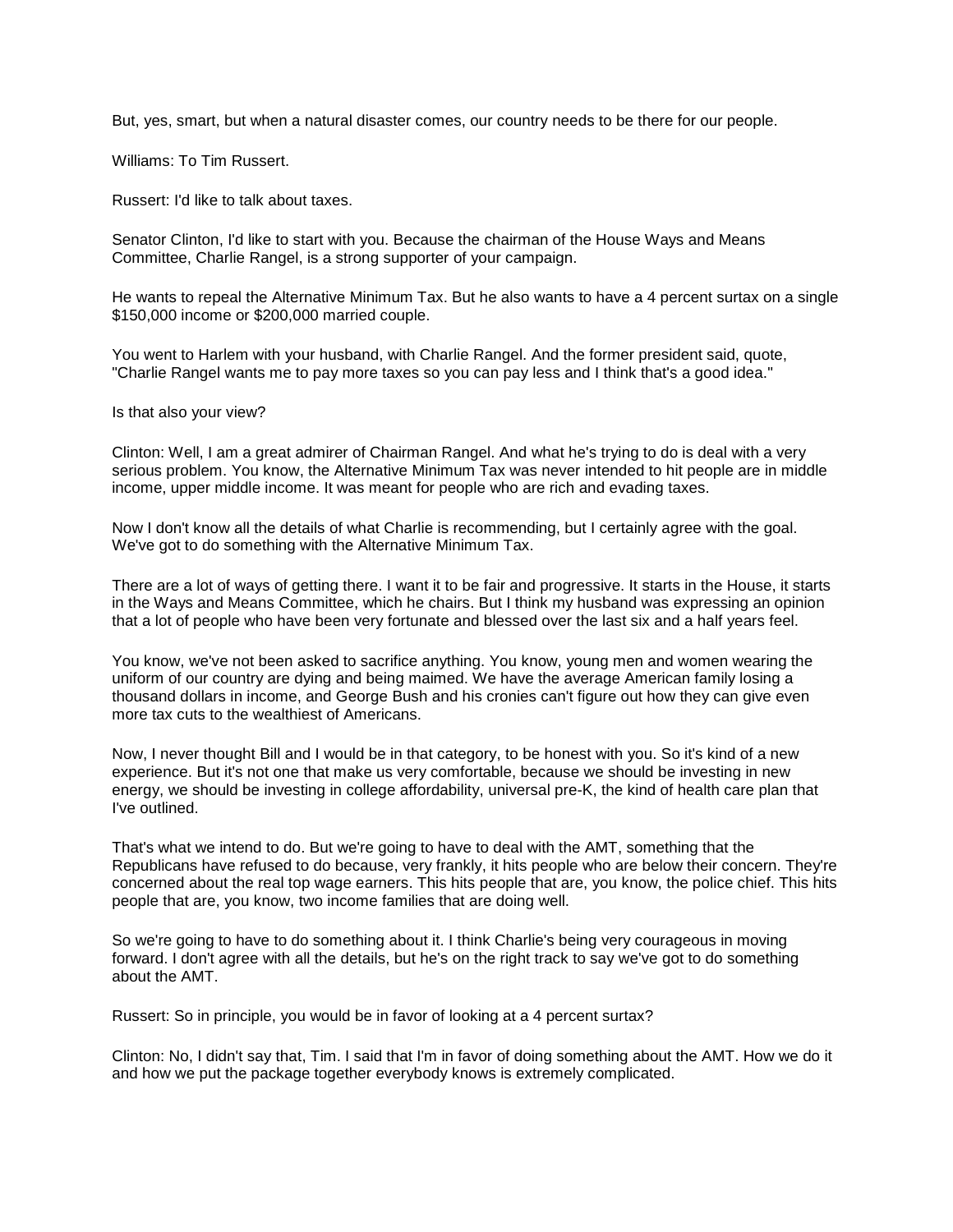But, yes, smart, but when a natural disaster comes, our country needs to be there for our people.

Williams: To Tim Russert.

Russert: I'd like to talk about taxes.

Senator Clinton, I'd like to start with you. Because the chairman of the House Ways and Means Committee, Charlie Rangel, is a strong supporter of your campaign.

He wants to repeal the Alternative Minimum Tax. But he also wants to have a 4 percent surtax on a single $150,000 income or $200,000 married couple.

You went to Harlem with your husband, with Charlie Rangel. And the former president said, quote, "Charlie Rangel wants me to pay more taxes so you can pay less and I think that's a good idea."

Is that also your view?

Clinton: Well, I am a great admirer of Chairman Rangel. And what he's trying to do is deal with a very serious problem. You know, the Alternative Minimum Tax was never intended to hit people are in middle income, upper middle income. It was meant for people who are rich and evading taxes.

Now I don't know all the details of what Charlie is recommending, but I certainly agree with the goal. We've got to do something with the Alternative Minimum Tax.

There are a lot of ways of getting there. I want it to be fair and progressive. It starts in the House, it starts in the Ways and Means Committee, which he chairs. But I think my husband was expressing an opinion that a lot of people who have been very fortunate and blessed over the last six and a half years feel.

You know, we've not been asked to sacrifice anything. You know, young men and women wearing the uniform of our country are dying and being maimed. We have the average American family losing a thousand dollars in income, and George Bush and his cronies can't figure out how they can give even more tax cuts to the wealthiest of Americans.

Now, I never thought Bill and I would be in that category, to be honest with you. So it's kind of a new experience. But it's not one that make us very comfortable, because we should be investing in new energy, we should be investing in college affordability, universal pre-K, the kind of health care plan that I've outlined.

That's what we intend to do. But we're going to have to deal with the AMT, something that the Republicans have refused to do because, very frankly, it hits people who are below their concern. They're concerned about the real top wage earners. This hits people that are, you know, the police chief. This hits people that are, you know, two income families that are doing well.

So we're going to have to do something about it. I think Charlie's being very courageous in moving forward. I don't agree with all the details, but he's on the right track to say we've got to do something about the AMT.

Russert: So in principle, you would be in favor of looking at a 4 percent surtax?

Clinton: No, I didn't say that, Tim. I said that I'm in favor of doing something about the AMT. How we do it and how we put the package together everybody knows is extremely complicated.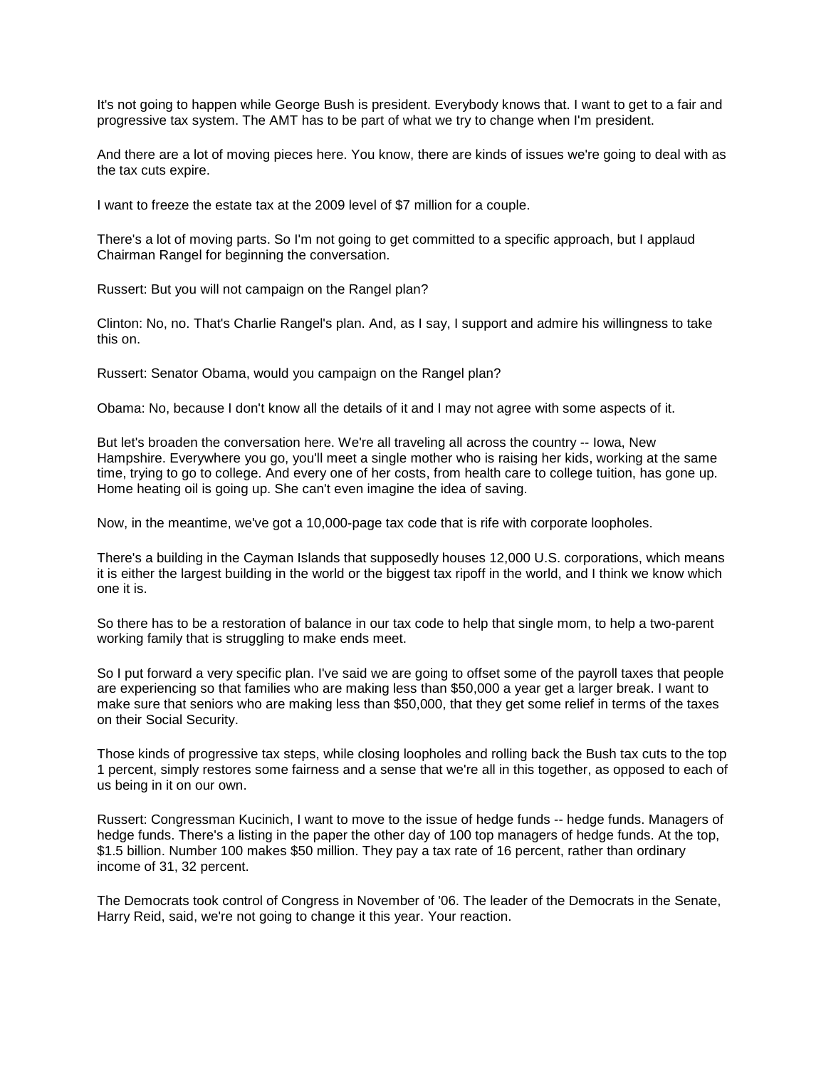It's not going to happen while George Bush is president. Everybody knows that. I want to get to a fair and progressive tax system. The AMT has to be part of what we try to change when I'm president.

And there are a lot of moving pieces here. You know, there are kinds of issues we're going to deal with as the tax cuts expire.

I want to freeze the estate tax at the 2009 level of $7 million for a couple.

There's a lot of moving parts. So I'm not going to get committed to a specific approach, but I applaud Chairman Rangel for beginning the conversation.

Russert: But you will not campaign on the Rangel plan?

Clinton: No, no. That's Charlie Rangel's plan. And, as I say, I support and admire his willingness to take this on.

Russert: Senator Obama, would you campaign on the Rangel plan?

Obama: No, because I don't know all the details of it and I may not agree with some aspects of it.

But let's broaden the conversation here. We're all traveling all across the country -- Iowa, New Hampshire. Everywhere you go, you'll meet a single mother who is raising her kids, working at the same time, trying to go to college. And every one of her costs, from health care to college tuition, has gone up. Home heating oil is going up. She can't even imagine the idea of saving.

Now, in the meantime, we've got a 10,000-page tax code that is rife with corporate loopholes.

There's a building in the Cayman Islands that supposedly houses 12,000 U.S. corporations, which means it is either the largest building in the world or the biggest tax ripoff in the world, and I think we know which one it is.

So there has to be a restoration of balance in our tax code to help that single mom, to help a two-parent working family that is struggling to make ends meet.

So I put forward a very specific plan. I've said we are going to offset some of the payroll taxes that people are experiencing so that families who are making less than $50,000 a year get a larger break. I want to make sure that seniors who are making less than $50,000, that they get some relief in terms of the taxes on their Social Security.

Those kinds of progressive tax steps, while closing loopholes and rolling back the Bush tax cuts to the top 1 percent, simply restores some fairness and a sense that we're all in this together, as opposed to each of us being in it on our own.

Russert: Congressman Kucinich, I want to move to the issue of hedge funds -- hedge funds. Managers of hedge funds. There's a listing in the paper the other day of 100 top managers of hedge funds. At the top, $1.5 billion. Number 100 makes $50 million. They pay a tax rate of 16 percent, rather than ordinary income of 31, 32 percent.

The Democrats took control of Congress in November of '06. The leader of the Democrats in the Senate, Harry Reid, said, we're not going to change it this year. Your reaction.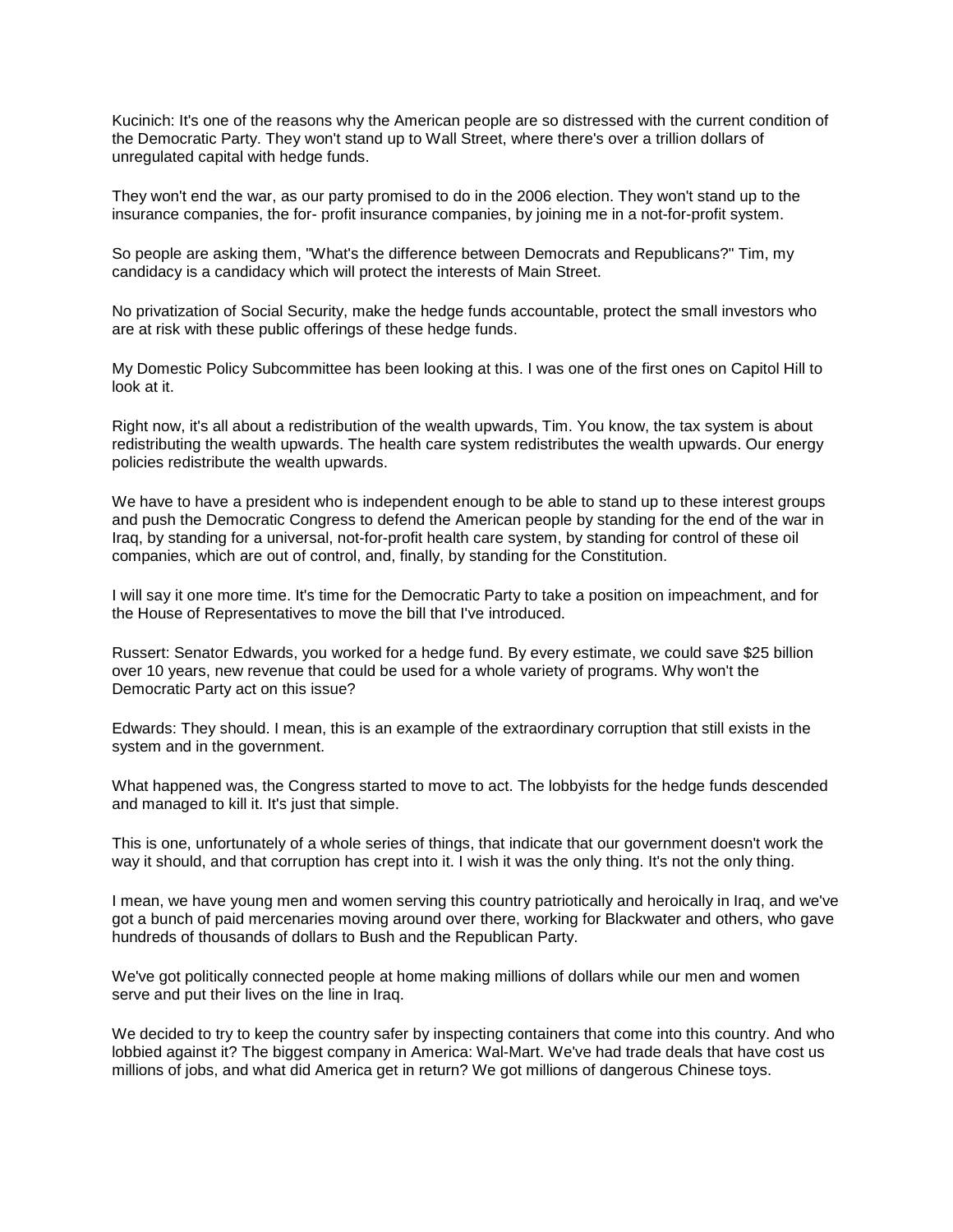Kucinich: It's one of the reasons why the American people are so distressed with the current condition of the Democratic Party. They won't stand up to Wall Street, where there's over a trillion dollars of unregulated capital with hedge funds.

They won't end the war, as our party promised to do in the 2006 election. They won't stand up to the insurance companies, the for- profit insurance companies, by joining me in a not-for-profit system.

So people are asking them, "What's the difference between Democrats and Republicans?" Tim, my candidacy is a candidacy which will protect the interests of Main Street.

No privatization of Social Security, make the hedge funds accountable, protect the small investors who are at risk with these public offerings of these hedge funds.

My Domestic Policy Subcommittee has been looking at this. I was one of the first ones on Capitol Hill to look at it.

Right now, it's all about a redistribution of the wealth upwards, Tim. You know, the tax system is about redistributing the wealth upwards. The health care system redistributes the wealth upwards. Our energy policies redistribute the wealth upwards.

We have to have a president who is independent enough to be able to stand up to these interest groups and push the Democratic Congress to defend the American people by standing for the end of the war in Iraq, by standing for a universal, not-for-profit health care system, by standing for control of these oil companies, which are out of control, and, finally, by standing for the Constitution.

I will say it one more time. It's time for the Democratic Party to take a position on impeachment, and for the House of Representatives to move the bill that I've introduced.

Russert: Senator Edwards, you worked for a hedge fund. By every estimate, we could save $25 billion over 10 years, new revenue that could be used for a whole variety of programs. Why won't the Democratic Party act on this issue?

Edwards: They should. I mean, this is an example of the extraordinary corruption that still exists in the system and in the government.

What happened was, the Congress started to move to act. The lobbyists for the hedge funds descended and managed to kill it. It's just that simple.

This is one, unfortunately of a whole series of things, that indicate that our government doesn't work the way it should, and that corruption has crept into it. I wish it was the only thing. It's not the only thing.

I mean, we have young men and women serving this country patriotically and heroically in Iraq, and we've got a bunch of paid mercenaries moving around over there, working for Blackwater and others, who gave hundreds of thousands of dollars to Bush and the Republican Party.

We've got politically connected people at home making millions of dollars while our men and women serve and put their lives on the line in Iraq.

We decided to try to keep the country safer by inspecting containers that come into this country. And who lobbied against it? The biggest company in America: Wal-Mart. We've had trade deals that have cost us millions of jobs, and what did America get in return? We got millions of dangerous Chinese toys.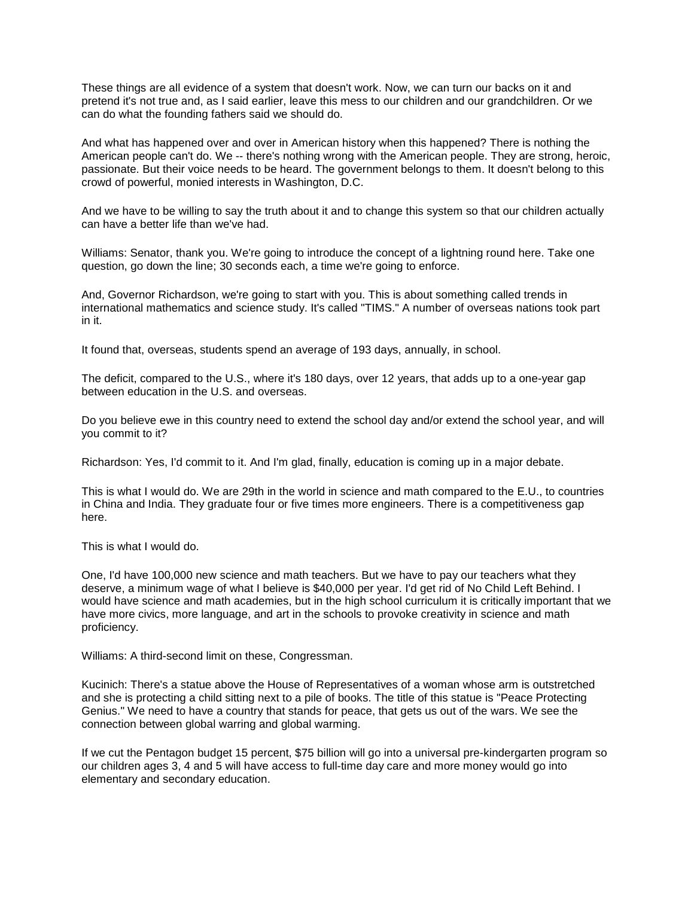These things are all evidence of a system that doesn't work. Now, we can turn our backs on it and pretend it's not true and, as I said earlier, leave this mess to our children and our grandchildren. Or we can do what the founding fathers said we should do.

And what has happened over and over in American history when this happened? There is nothing the American people can't do. We -- there's nothing wrong with the American people. They are strong, heroic, passionate. But their voice needs to be heard. The government belongs to them. It doesn't belong to this crowd of powerful, monied interests in Washington, D.C.

And we have to be willing to say the truth about it and to change this system so that our children actually can have a better life than we've had.

Williams: Senator, thank you. We're going to introduce the concept of a lightning round here. Take one question, go down the line; 30 seconds each, a time we're going to enforce.

And, Governor Richardson, we're going to start with you. This is about something called trends in international mathematics and science study. It's called "TIMS." A number of overseas nations took part in it.

It found that, overseas, students spend an average of 193 days, annually, in school.

The deficit, compared to the U.S., where it's 180 days, over 12 years, that adds up to a one-year gap between education in the U.S. and overseas.

Do you believe ewe in this country need to extend the school day and/or extend the school year, and will you commit to it?

Richardson: Yes, I'd commit to it. And I'm glad, finally, education is coming up in a major debate.

This is what I would do. We are 29th in the world in science and math compared to the E.U., to countries in China and India. They graduate four or five times more engineers. There is a competitiveness gap here.

This is what I would do.

One, I'd have 100,000 new science and math teachers. But we have to pay our teachers what they deserve, a minimum wage of what I believe is $40,000 per year. I'd get rid of No Child Left Behind. I would have science and math academies, but in the high school curriculum it is critically important that we have more civics, more language, and art in the schools to provoke creativity in science and math proficiency.

Williams: A third-second limit on these, Congressman.

Kucinich: There's a statue above the House of Representatives of a woman whose arm is outstretched and she is protecting a child sitting next to a pile of books. The title of this statue is "Peace Protecting Genius." We need to have a country that stands for peace, that gets us out of the wars. We see the connection between global warring and global warming.

If we cut the Pentagon budget 15 percent, $75 billion will go into a universal pre-kindergarten program so our children ages 3, 4 and 5 will have access to full-time day care and more money would go into elementary and secondary education.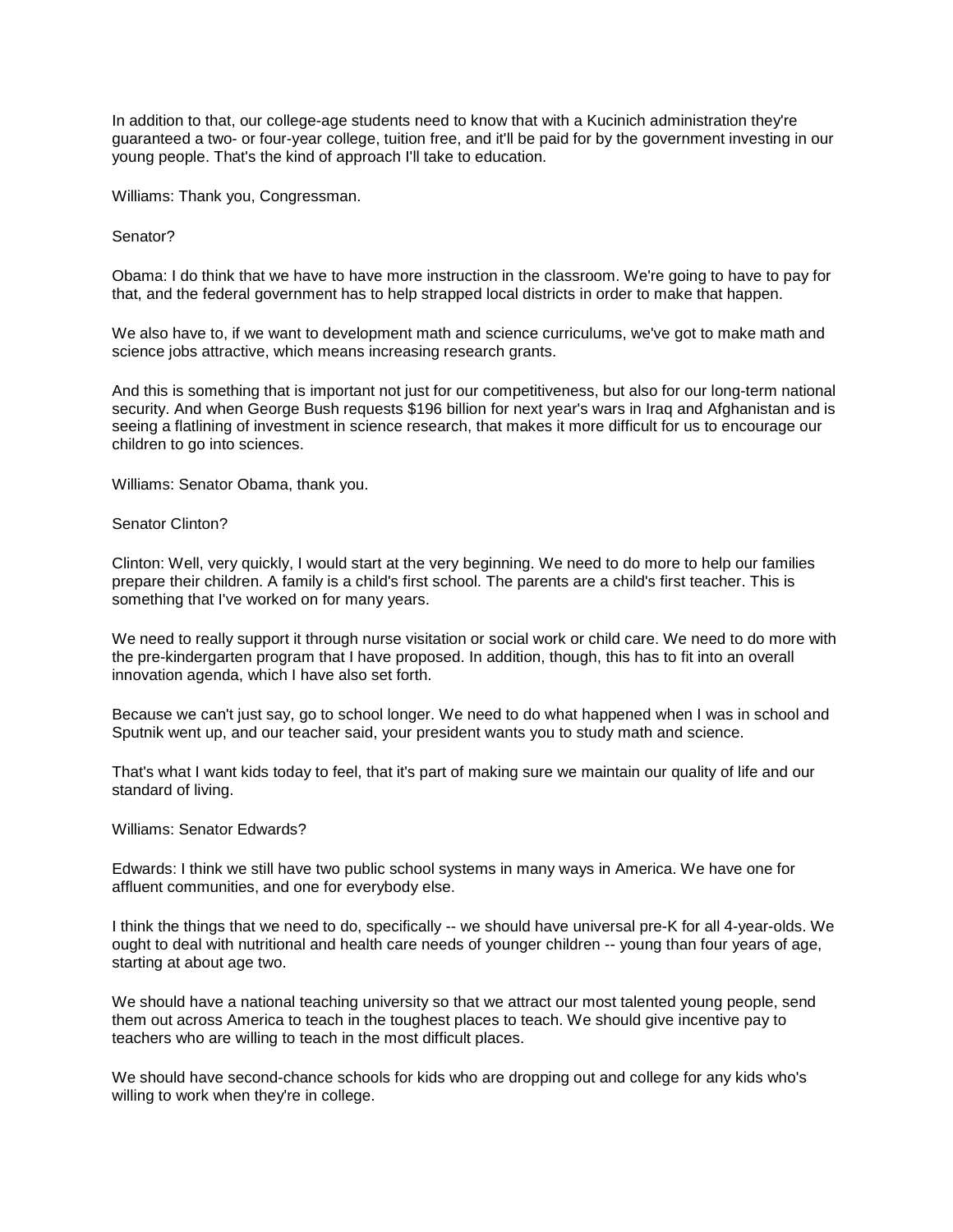In addition to that, our college-age students need to know that with a Kucinich administration they're guaranteed a two- or four-year college, tuition free, and it'll be paid for by the government investing in our young people. That's the kind of approach I'll take to education.

Williams: Thank you, Congressman.

Senator?

Obama: I do think that we have to have more instruction in the classroom. We're going to have to pay for that, and the federal government has to help strapped local districts in order to make that happen.

We also have to, if we want to development math and science curriculums, we've got to make math and science jobs attractive, which means increasing research grants.

And this is something that is important not just for our competitiveness, but also for our long-term national security. And when George Bush requests $196 billion for next year's wars in Iraq and Afghanistan and is seeing a flatlining of investment in science research, that makes it more difficult for us to encourage our children to go into sciences.

Williams: Senator Obama, thank you.

Senator Clinton?

Clinton: Well, very quickly, I would start at the very beginning. We need to do more to help our families prepare their children. A family is a child's first school. The parents are a child's first teacher. This is something that I've worked on for many years.

We need to really support it through nurse visitation or social work or child care. We need to do more with the pre-kindergarten program that I have proposed. In addition, though, this has to fit into an overall innovation agenda, which I have also set forth.

Because we can't just say, go to school longer. We need to do what happened when I was in school and Sputnik went up, and our teacher said, your president wants you to study math and science.

That's what I want kids today to feel, that it's part of making sure we maintain our quality of life and our standard of living.

Williams: Senator Edwards?

Edwards: I think we still have two public school systems in many ways in America. We have one for affluent communities, and one for everybody else.

I think the things that we need to do, specifically -- we should have universal pre-K for all 4-year-olds. We ought to deal with nutritional and health care needs of younger children -- young than four years of age, starting at about age two.

We should have a national teaching university so that we attract our most talented young people, send them out across America to teach in the toughest places to teach. We should give incentive pay to teachers who are willing to teach in the most difficult places.

We should have second-chance schools for kids who are dropping out and college for any kids who's willing to work when they're in college.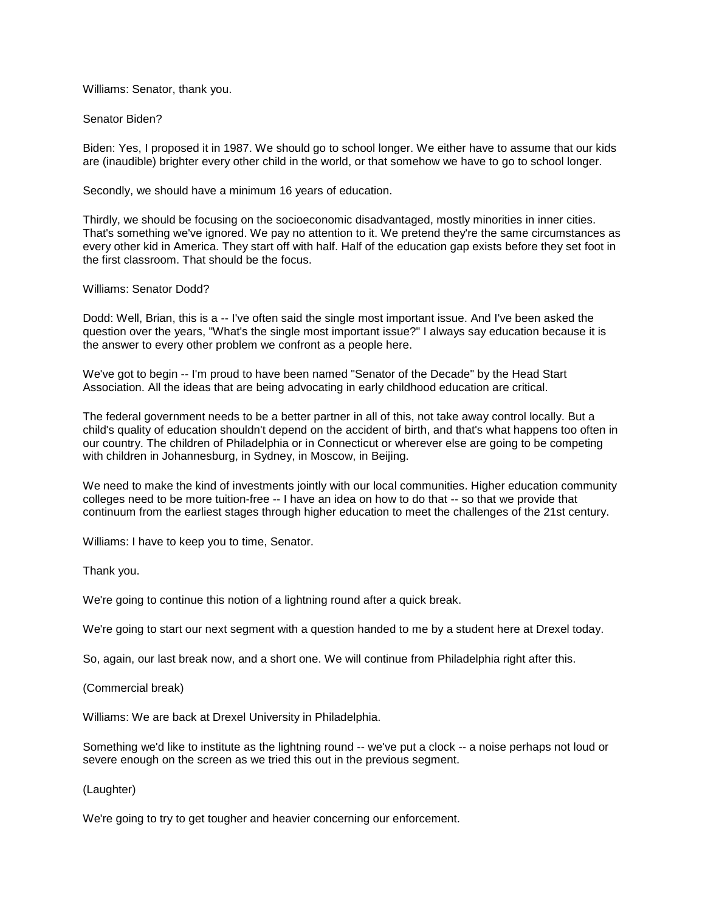Williams: Senator, thank you.

Senator Biden?

Biden: Yes, I proposed it in 1987. We should go to school longer. We either have to assume that our kids are (inaudible) brighter every other child in the world, or that somehow we have to go to school longer.

Secondly, we should have a minimum 16 years of education.

Thirdly, we should be focusing on the socioeconomic disadvantaged, mostly minorities in inner cities. That's something we've ignored. We pay no attention to it. We pretend they're the same circumstances as every other kid in America. They start off with half. Half of the education gap exists before they set foot in the first classroom. That should be the focus.

Williams: Senator Dodd?

Dodd: Well, Brian, this is a -- I've often said the single most important issue. And I've been asked the question over the years, "What's the single most important issue?" I always say education because it is the answer to every other problem we confront as a people here.

We've got to begin -- I'm proud to have been named "Senator of the Decade" by the Head Start Association. All the ideas that are being advocating in early childhood education are critical.

The federal government needs to be a better partner in all of this, not take away control locally. But a child's quality of education shouldn't depend on the accident of birth, and that's what happens too often in our country. The children of Philadelphia or in Connecticut or wherever else are going to be competing with children in Johannesburg, in Sydney, in Moscow, in Beijing.

We need to make the kind of investments jointly with our local communities. Higher education community colleges need to be more tuition-free -- I have an idea on how to do that -- so that we provide that continuum from the earliest stages through higher education to meet the challenges of the 21st century.

Williams: I have to keep you to time, Senator.

Thank you.

We're going to continue this notion of a lightning round after a quick break.

We're going to start our next segment with a question handed to me by a student here at Drexel today.

So, again, our last break now, and a short one. We will continue from Philadelphia right after this.

(Commercial break)

Williams: We are back at Drexel University in Philadelphia.

Something we'd like to institute as the lightning round -- we've put a clock -- a noise perhaps not loud or severe enough on the screen as we tried this out in the previous segment.

(Laughter)

We're going to try to get tougher and heavier concerning our enforcement.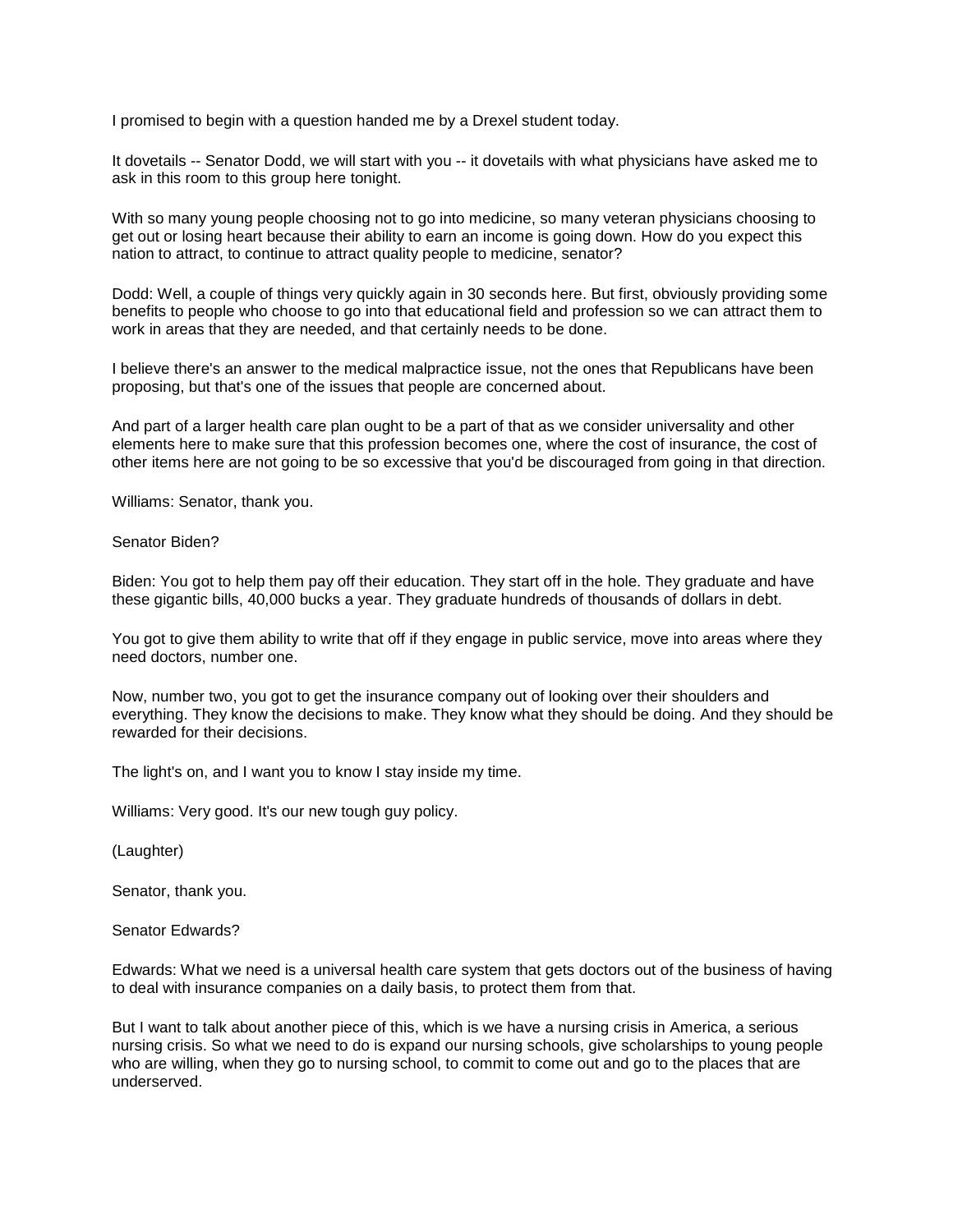I promised to begin with a question handed me by a Drexel student today.

It dovetails -- Senator Dodd, we will start with you -- it dovetails with what physicians have asked me to ask in this room to this group here tonight.

With so many young people choosing not to go into medicine, so many veteran physicians choosing to get out or losing heart because their ability to earn an income is going down. How do you expect this nation to attract, to continue to attract quality people to medicine, senator?

Dodd: Well, a couple of things very quickly again in 30 seconds here. But first, obviously providing some benefits to people who choose to go into that educational field and profession so we can attract them to work in areas that they are needed, and that certainly needs to be done.

I believe there's an answer to the medical malpractice issue, not the ones that Republicans have been proposing, but that's one of the issues that people are concerned about.

And part of a larger health care plan ought to be a part of that as we consider universality and other elements here to make sure that this profession becomes one, where the cost of insurance, the cost of other items here are not going to be so excessive that you'd be discouraged from going in that direction.

Williams: Senator, thank you.

Senator Biden?

Biden: You got to help them pay off their education. They start off in the hole. They graduate and have these gigantic bills, 40,000 bucks a year. They graduate hundreds of thousands of dollars in debt.

You got to give them ability to write that off if they engage in public service, move into areas where they need doctors, number one.

Now, number two, you got to get the insurance company out of looking over their shoulders and everything. They know the decisions to make. They know what they should be doing. And they should be rewarded for their decisions.

The light's on, and I want you to know I stay inside my time.

Williams: Very good. It's our new tough guy policy.

(Laughter)

Senator, thank you.

Senator Edwards?

Edwards: What we need is a universal health care system that gets doctors out of the business of having to deal with insurance companies on a daily basis, to protect them from that.

But I want to talk about another piece of this, which is we have a nursing crisis in America, a serious nursing crisis. So what we need to do is expand our nursing schools, give scholarships to young people who are willing, when they go to nursing school, to commit to come out and go to the places that are underserved.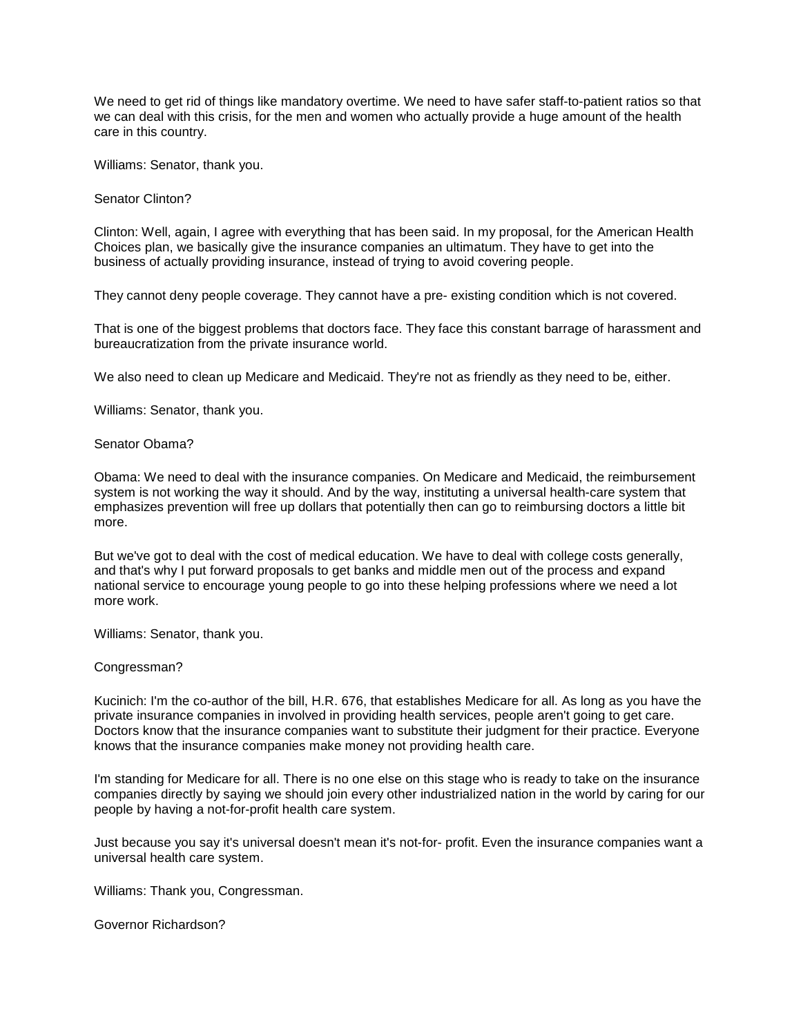We need to get rid of things like mandatory overtime. We need to have safer staff-to-patient ratios so that we can deal with this crisis, for the men and women who actually provide a huge amount of the health care in this country.

Williams: Senator, thank you.

Senator Clinton?

Clinton: Well, again, I agree with everything that has been said. In my proposal, for the American Health Choices plan, we basically give the insurance companies an ultimatum. They have to get into the business of actually providing insurance, instead of trying to avoid covering people.

They cannot deny people coverage. They cannot have a pre- existing condition which is not covered.

That is one of the biggest problems that doctors face. They face this constant barrage of harassment and bureaucratization from the private insurance world.

We also need to clean up Medicare and Medicaid. They're not as friendly as they need to be, either.

Williams: Senator, thank you.

Senator Obama?

Obama: We need to deal with the insurance companies. On Medicare and Medicaid, the reimbursement system is not working the way it should. And by the way, instituting a universal health-care system that emphasizes prevention will free up dollars that potentially then can go to reimbursing doctors a little bit more.

But we've got to deal with the cost of medical education. We have to deal with college costs generally, and that's why I put forward proposals to get banks and middle men out of the process and expand national service to encourage young people to go into these helping professions where we need a lot more work.

Williams: Senator, thank you.

Congressman?

Kucinich: I'm the co-author of the bill, H.R. 676, that establishes Medicare for all. As long as you have the private insurance companies in involved in providing health services, people aren't going to get care. Doctors know that the insurance companies want to substitute their judgment for their practice. Everyone knows that the insurance companies make money not providing health care.

I'm standing for Medicare for all. There is no one else on this stage who is ready to take on the insurance companies directly by saying we should join every other industrialized nation in the world by caring for our people by having a not-for-profit health care system.

Just because you say it's universal doesn't mean it's not-for- profit. Even the insurance companies want a universal health care system.

Williams: Thank you, Congressman.

Governor Richardson?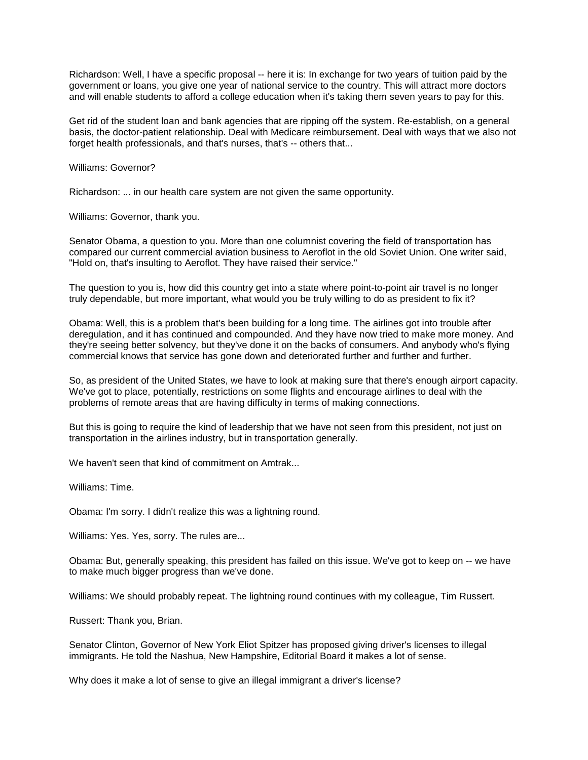Richardson: Well, I have a specific proposal -- here it is: In exchange for two years of tuition paid by the government or loans, you give one year of national service to the country. This will attract more doctors and will enable students to afford a college education when it's taking them seven years to pay for this.

Get rid of the student loan and bank agencies that are ripping off the system. Re-establish, on a general basis, the doctor-patient relationship. Deal with Medicare reimbursement. Deal with ways that we also not forget health professionals, and that's nurses, that's -- others that...

Williams: Governor?

Richardson: ... in our health care system are not given the same opportunity.

Williams: Governor, thank you.

Senator Obama, a question to you. More than one columnist covering the field of transportation has compared our current commercial aviation business to Aeroflot in the old Soviet Union. One writer said, "Hold on, that's insulting to Aeroflot. They have raised their service."

The question to you is, how did this country get into a state where point-to-point air travel is no longer truly dependable, but more important, what would you be truly willing to do as president to fix it?

Obama: Well, this is a problem that's been building for a long time. The airlines got into trouble after deregulation, and it has continued and compounded. And they have now tried to make more money. And they're seeing better solvency, but they've done it on the backs of consumers. And anybody who's flying commercial knows that service has gone down and deteriorated further and further and further.

So, as president of the United States, we have to look at making sure that there's enough airport capacity. We've got to place, potentially, restrictions on some flights and encourage airlines to deal with the problems of remote areas that are having difficulty in terms of making connections.

But this is going to require the kind of leadership that we have not seen from this president, not just on transportation in the airlines industry, but in transportation generally.

We haven't seen that kind of commitment on Amtrak...

Williams: Time.

Obama: I'm sorry. I didn't realize this was a lightning round.

Williams: Yes. Yes, sorry. The rules are...

Obama: But, generally speaking, this president has failed on this issue. We've got to keep on -- we have to make much bigger progress than we've done.

Williams: We should probably repeat. The lightning round continues with my colleague, Tim Russert.

Russert: Thank you, Brian.

Senator Clinton, Governor of New York Eliot Spitzer has proposed giving driver's licenses to illegal immigrants. He told the Nashua, New Hampshire, Editorial Board it makes a lot of sense.

Why does it make a lot of sense to give an illegal immigrant a driver's license?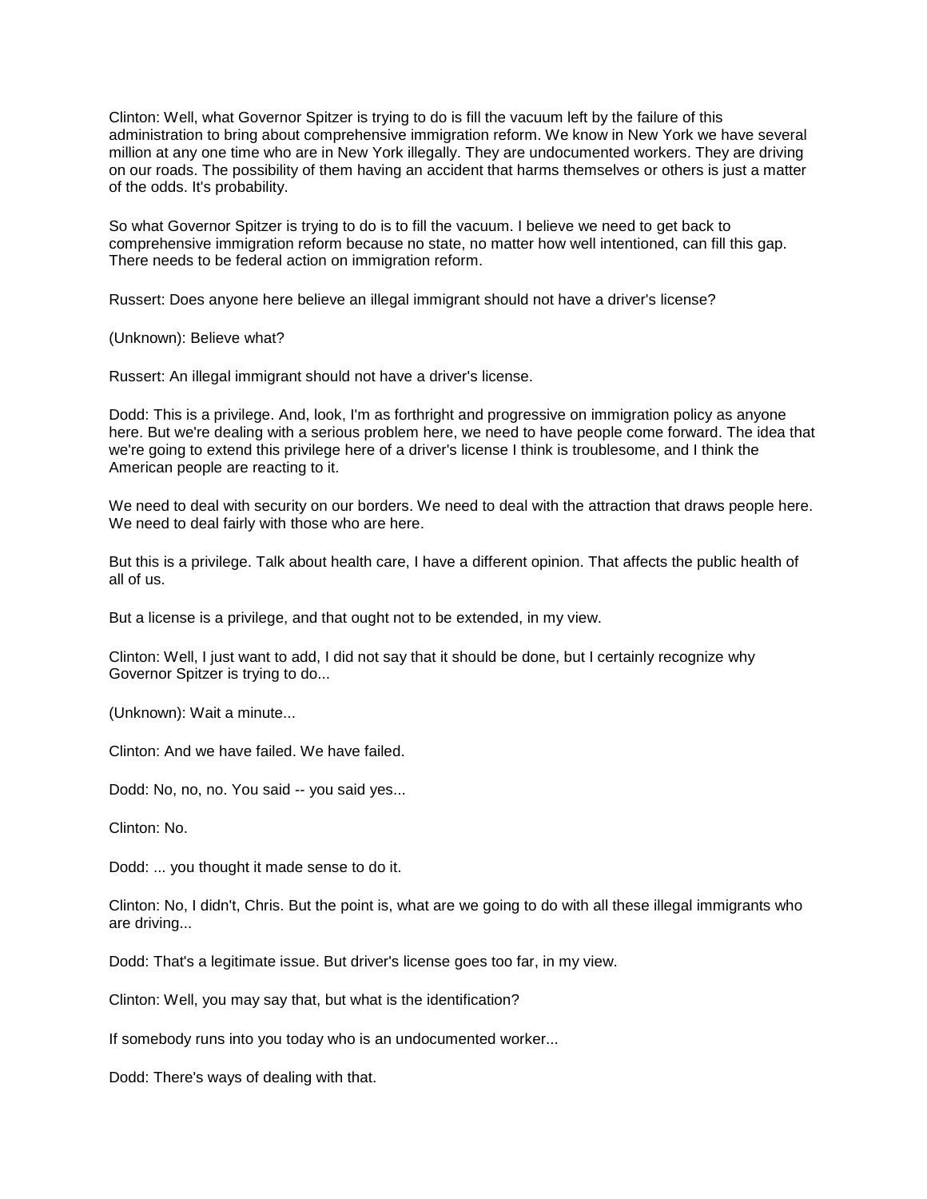Clinton: Well, what Governor Spitzer is trying to do is fill the vacuum left by the failure of this administration to bring about comprehensive immigration reform. We know in New York we have several million at any one time who are in New York illegally. They are undocumented workers. They are driving on our roads. The possibility of them having an accident that harms themselves or others is just a matter of the odds. It's probability.

So what Governor Spitzer is trying to do is to fill the vacuum. I believe we need to get back to comprehensive immigration reform because no state, no matter how well intentioned, can fill this gap. There needs to be federal action on immigration reform.

Russert: Does anyone here believe an illegal immigrant should not have a driver's license?

(Unknown): Believe what?

Russert: An illegal immigrant should not have a driver's license.

Dodd: This is a privilege. And, look, I'm as forthright and progressive on immigration policy as anyone here. But we're dealing with a serious problem here, we need to have people come forward. The idea that we're going to extend this privilege here of a driver's license I think is troublesome, and I think the American people are reacting to it.

We need to deal with security on our borders. We need to deal with the attraction that draws people here. We need to deal fairly with those who are here.

But this is a privilege. Talk about health care, I have a different opinion. That affects the public health of all of us.

But a license is a privilege, and that ought not to be extended, in my view.

Clinton: Well, I just want to add, I did not say that it should be done, but I certainly recognize why Governor Spitzer is trying to do...

(Unknown): Wait a minute...

Clinton: And we have failed. We have failed.

Dodd: No, no, no. You said -- you said yes...

Clinton: No.

Dodd: ... you thought it made sense to do it.

Clinton: No, I didn't, Chris. But the point is, what are we going to do with all these illegal immigrants who are driving...

Dodd: That's a legitimate issue. But driver's license goes too far, in my view.

Clinton: Well, you may say that, but what is the identification?

If somebody runs into you today who is an undocumented worker...

Dodd: There's ways of dealing with that.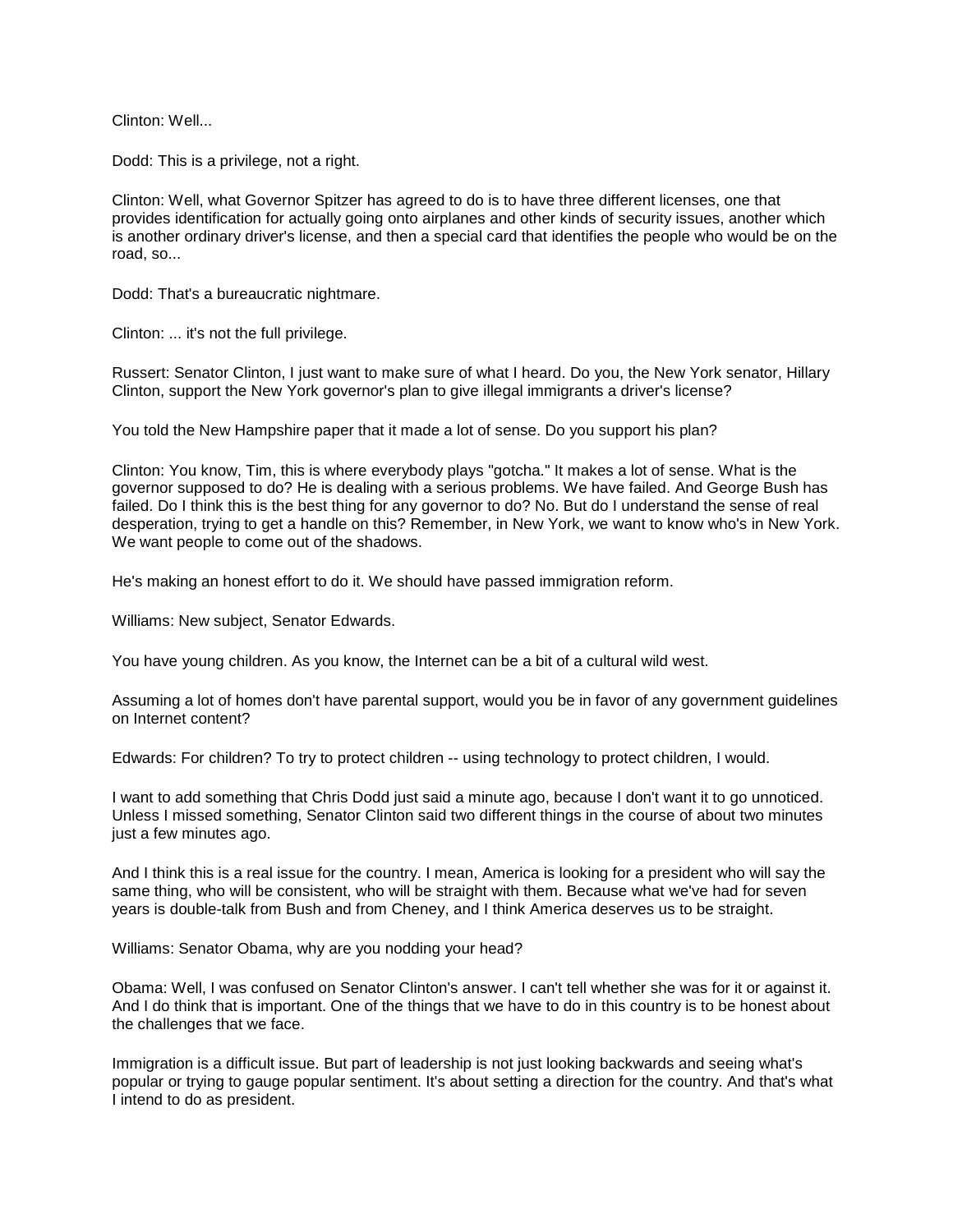Clinton: Well...

Dodd: This is a privilege, not a right.

Clinton: Well, what Governor Spitzer has agreed to do is to have three different licenses, one that provides identification for actually going onto airplanes and other kinds of security issues, another which is another ordinary driver's license, and then a special card that identifies the people who would be on the road, so...

Dodd: That's a bureaucratic nightmare.

Clinton: ... it's not the full privilege.

Russert: Senator Clinton, I just want to make sure of what I heard. Do you, the New York senator, Hillary Clinton, support the New York governor's plan to give illegal immigrants a driver's license?

You told the New Hampshire paper that it made a lot of sense. Do you support his plan?

Clinton: You know, Tim, this is where everybody plays "gotcha." It makes a lot of sense. What is the governor supposed to do? He is dealing with a serious problems. We have failed. And George Bush has failed. Do I think this is the best thing for any governor to do? No. But do I understand the sense of real desperation, trying to get a handle on this? Remember, in New York, we want to know who's in New York. We want people to come out of the shadows.

He's making an honest effort to do it. We should have passed immigration reform.

Williams: New subject, Senator Edwards.

You have young children. As you know, the Internet can be a bit of a cultural wild west.

Assuming a lot of homes don't have parental support, would you be in favor of any government guidelines on Internet content?

Edwards: For children? To try to protect children -- using technology to protect children, I would.

I want to add something that Chris Dodd just said a minute ago, because I don't want it to go unnoticed. Unless I missed something, Senator Clinton said two different things in the course of about two minutes just a few minutes ago.

And I think this is a real issue for the country. I mean, America is looking for a president who will say the same thing, who will be consistent, who will be straight with them. Because what we've had for seven years is double-talk from Bush and from Cheney, and I think America deserves us to be straight.

Williams: Senator Obama, why are you nodding your head?

Obama: Well, I was confused on Senator Clinton's answer. I can't tell whether she was for it or against it. And I do think that is important. One of the things that we have to do in this country is to be honest about the challenges that we face.

Immigration is a difficult issue. But part of leadership is not just looking backwards and seeing what's popular or trying to gauge popular sentiment. It's about setting a direction for the country. And that's what I intend to do as president.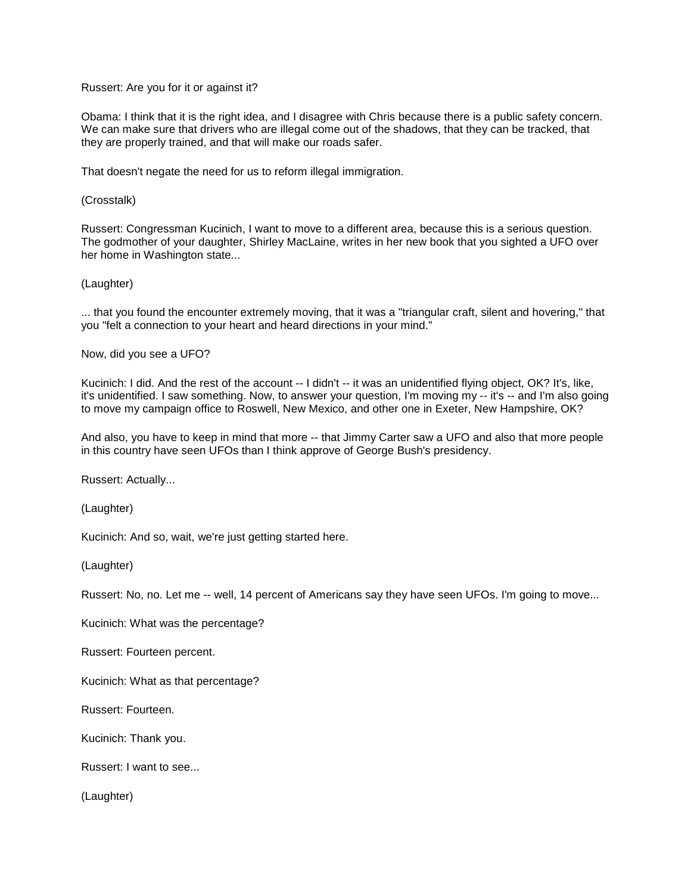Russert: Are you for it or against it?

Obama: I think that it is the right idea, and I disagree with Chris because there is a public safety concern. We can make sure that drivers who are illegal come out of the shadows, that they can be tracked, that they are properly trained, and that will make our roads safer.

That doesn't negate the need for us to reform illegal immigration.

(Crosstalk)

Russert: Congressman Kucinich, I want to move to a different area, because this is a serious question. The godmother of your daughter, Shirley MacLaine, writes in her new book that you sighted a UFO over her home in Washington state...

(Laughter)

... that you found the encounter extremely moving, that it was a "triangular craft, silent and hovering," that you "felt a connection to your heart and heard directions in your mind."

Now, did you see a UFO?

Kucinich: I did. And the rest of the account -- I didn't -- it was an unidentified flying object, OK? It's, like, it's unidentified. I saw something. Now, to answer your question, I'm moving my -- it's -- and I'm also going to move my campaign office to Roswell, New Mexico, and other one in Exeter, New Hampshire, OK?

And also, you have to keep in mind that more -- that Jimmy Carter saw a UFO and also that more people in this country have seen UFOs than I think approve of George Bush's presidency.

Russert: Actually...

(Laughter)

Kucinich: And so, wait, we're just getting started here.

(Laughter)

Russert: No, no. Let me -- well, 14 percent of Americans say they have seen UFOs. I'm going to move...

Kucinich: What was the percentage?

Russert: Fourteen percent.

Kucinich: What as that percentage?

Russert: Fourteen.

Kucinich: Thank you.

Russert: I want to see...

(Laughter)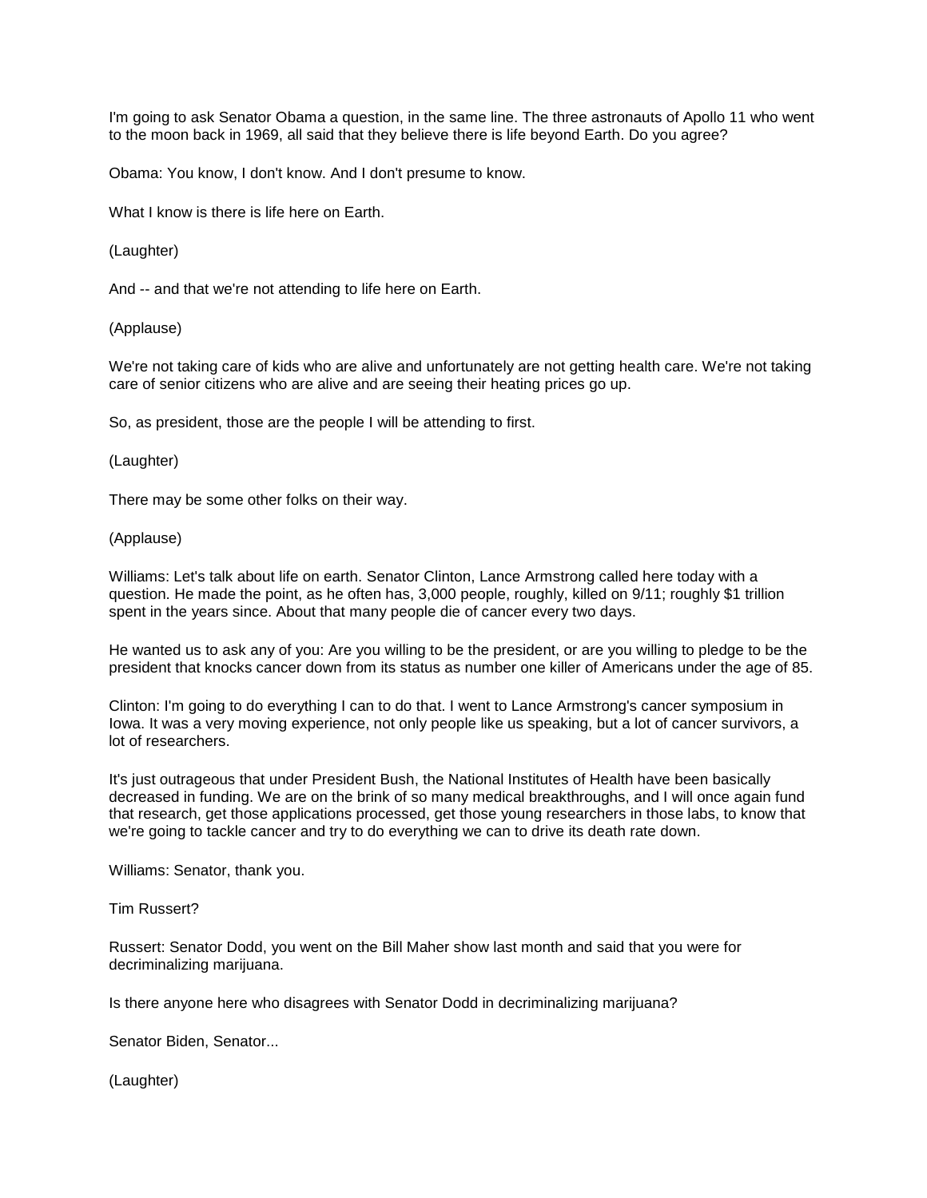I'm going to ask Senator Obama a question, in the same line. The three astronauts of Apollo 11 who went to the moon back in 1969, all said that they believe there is life beyond Earth. Do you agree?

Obama: You know, I don't know. And I don't presume to know.

What I know is there is life here on Earth.

(Laughter)

And -- and that we're not attending to life here on Earth.

(Applause)

We're not taking care of kids who are alive and unfortunately are not getting health care. We're not taking care of senior citizens who are alive and are seeing their heating prices go up.

So, as president, those are the people I will be attending to first.

(Laughter)

There may be some other folks on their way.

(Applause)

Williams: Let's talk about life on earth. Senator Clinton, Lance Armstrong called here today with a question. He made the point, as he often has, 3,000 people, roughly, killed on 9/11; roughly $1 trillion spent in the years since. About that many people die of cancer every two days.

He wanted us to ask any of you: Are you willing to be the president, or are you willing to pledge to be the president that knocks cancer down from its status as number one killer of Americans under the age of 85.

Clinton: I'm going to do everything I can to do that. I went to Lance Armstrong's cancer symposium in Iowa. It was a very moving experience, not only people like us speaking, but a lot of cancer survivors, a lot of researchers.

It's just outrageous that under President Bush, the National Institutes of Health have been basically decreased in funding. We are on the brink of so many medical breakthroughs, and I will once again fund that research, get those applications processed, get those young researchers in those labs, to know that we're going to tackle cancer and try to do everything we can to drive its death rate down.

Williams: Senator, thank you.

Tim Russert?

Russert: Senator Dodd, you went on the Bill Maher show last month and said that you were for decriminalizing marijuana.

Is there anyone here who disagrees with Senator Dodd in decriminalizing marijuana?

Senator Biden, Senator...

(Laughter)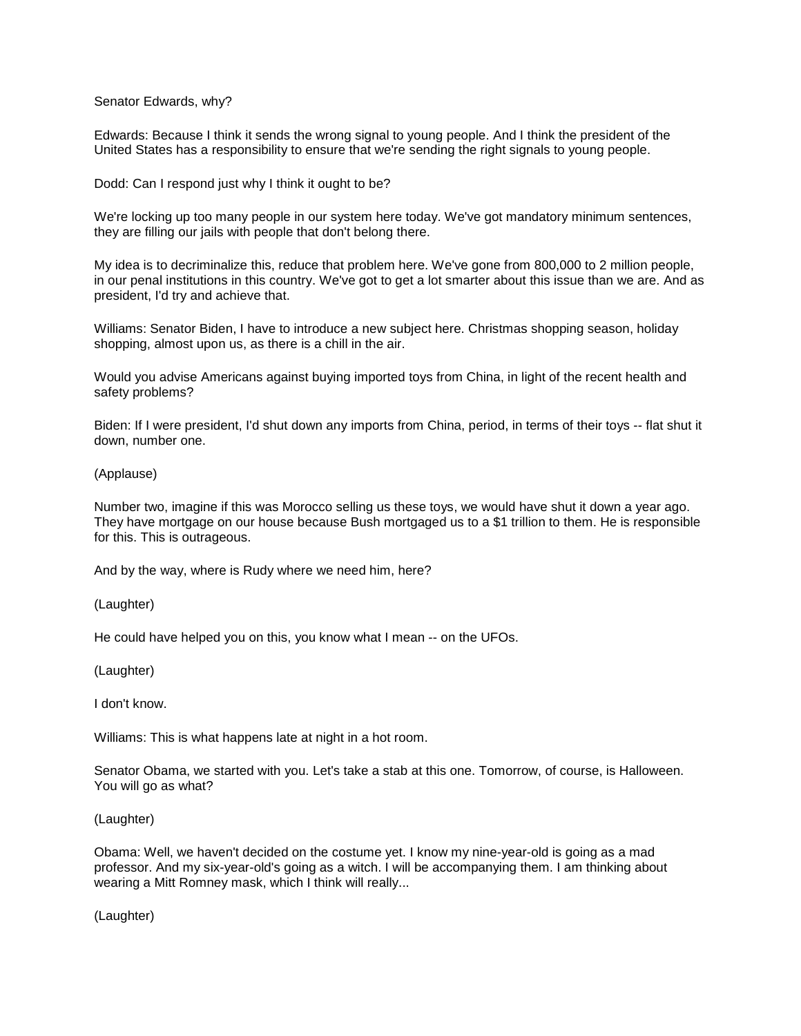Senator Edwards, why?

Edwards: Because I think it sends the wrong signal to young people. And I think the president of the United States has a responsibility to ensure that we're sending the right signals to young people.

Dodd: Can I respond just why I think it ought to be?

We're locking up too many people in our system here today. We've got mandatory minimum sentences, they are filling our jails with people that don't belong there.

My idea is to decriminalize this, reduce that problem here. We've gone from 800,000 to 2 million people, in our penal institutions in this country. We've got to get a lot smarter about this issue than we are. And as president, I'd try and achieve that.

Williams: Senator Biden, I have to introduce a new subject here. Christmas shopping season, holiday shopping, almost upon us, as there is a chill in the air.

Would you advise Americans against buying imported toys from China, in light of the recent health and safety problems?

Biden: If I were president, I'd shut down any imports from China, period, in terms of their toys -- flat shut it down, number one.

(Applause)

Number two, imagine if this was Morocco selling us these toys, we would have shut it down a year ago. They have mortgage on our house because Bush mortgaged us to a $1 trillion to them. He is responsible for this. This is outrageous.

And by the way, where is Rudy where we need him, here?

(Laughter)

He could have helped you on this, you know what I mean -- on the UFOs.

(Laughter)

I don't know.

Williams: This is what happens late at night in a hot room.

Senator Obama, we started with you. Let's take a stab at this one. Tomorrow, of course, is Halloween. You will go as what?

(Laughter)

Obama: Well, we haven't decided on the costume yet. I know my nine-year-old is going as a mad professor. And my six-year-old's going as a witch. I will be accompanying them. I am thinking about wearing a Mitt Romney mask, which I think will really...

(Laughter)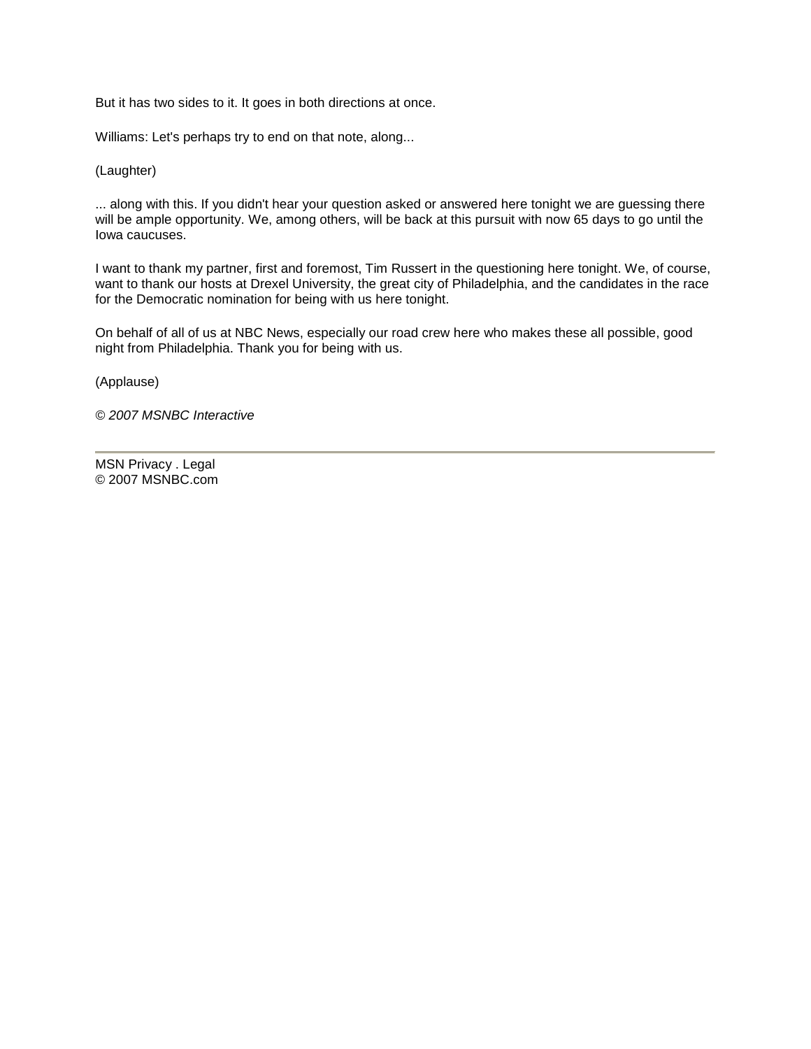But it has two sides to it. It goes in both directions at once.

Williams: Let's perhaps try to end on that note, along...

(Laughter)

... along with this. If you didn't hear your question asked or answered here tonight we are guessing there will be ample opportunity. We, among others, will be back at this pursuit with now 65 days to go until the Iowa caucuses.

I want to thank my partner, first and foremost, Tim Russert in the questioning here tonight. We, of course, want to thank our hosts at Drexel University, the great city of Philadelphia, and the candidates in the race for the Democratic nomination for being with us here tonight.

On behalf of all of us at NBC News, especially our road crew here who makes these all possible, good night from Philadelphia. Thank you for being with us.

(Applause)

*© 2007 MSNBC Interactive*

---

MSN Privacy . Legal
© 2007 MSNBC.com